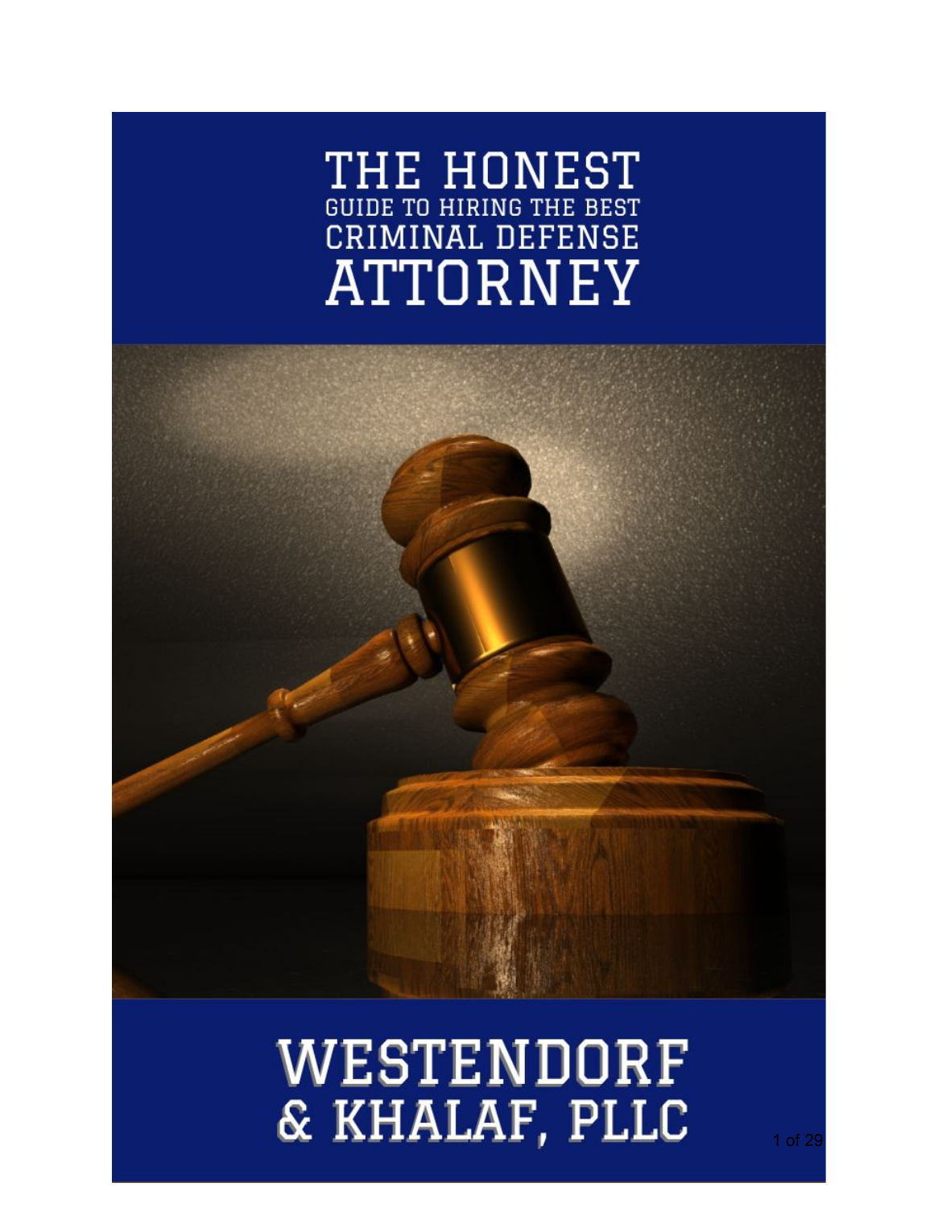# THE HONEST GUIDE TO HIRING THE BEST CRIMINAL DEFENSE ATTORNEY

## WESTENDORF & KHALAF, PLLC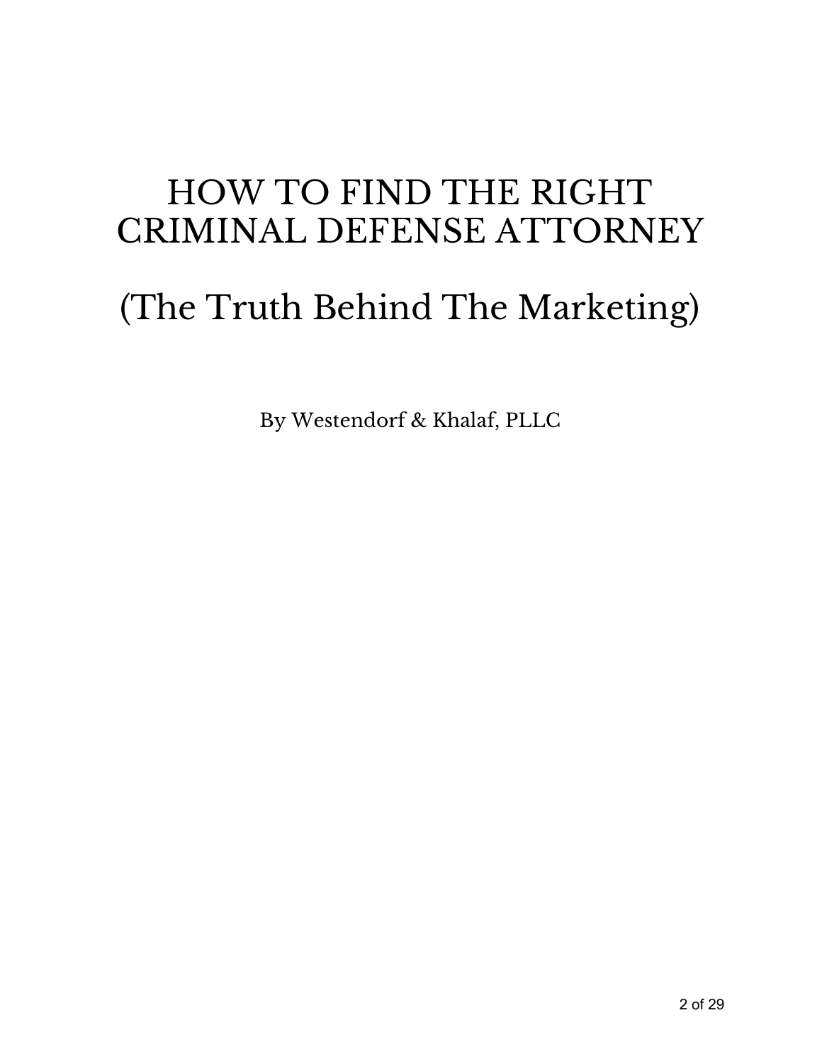# HOW TO FIND THE RIGHT CRIMINAL DEFENSE ATTORNEY

# (The Truth Behind The Marketing)

By Westendorf & Khalaf, PLLC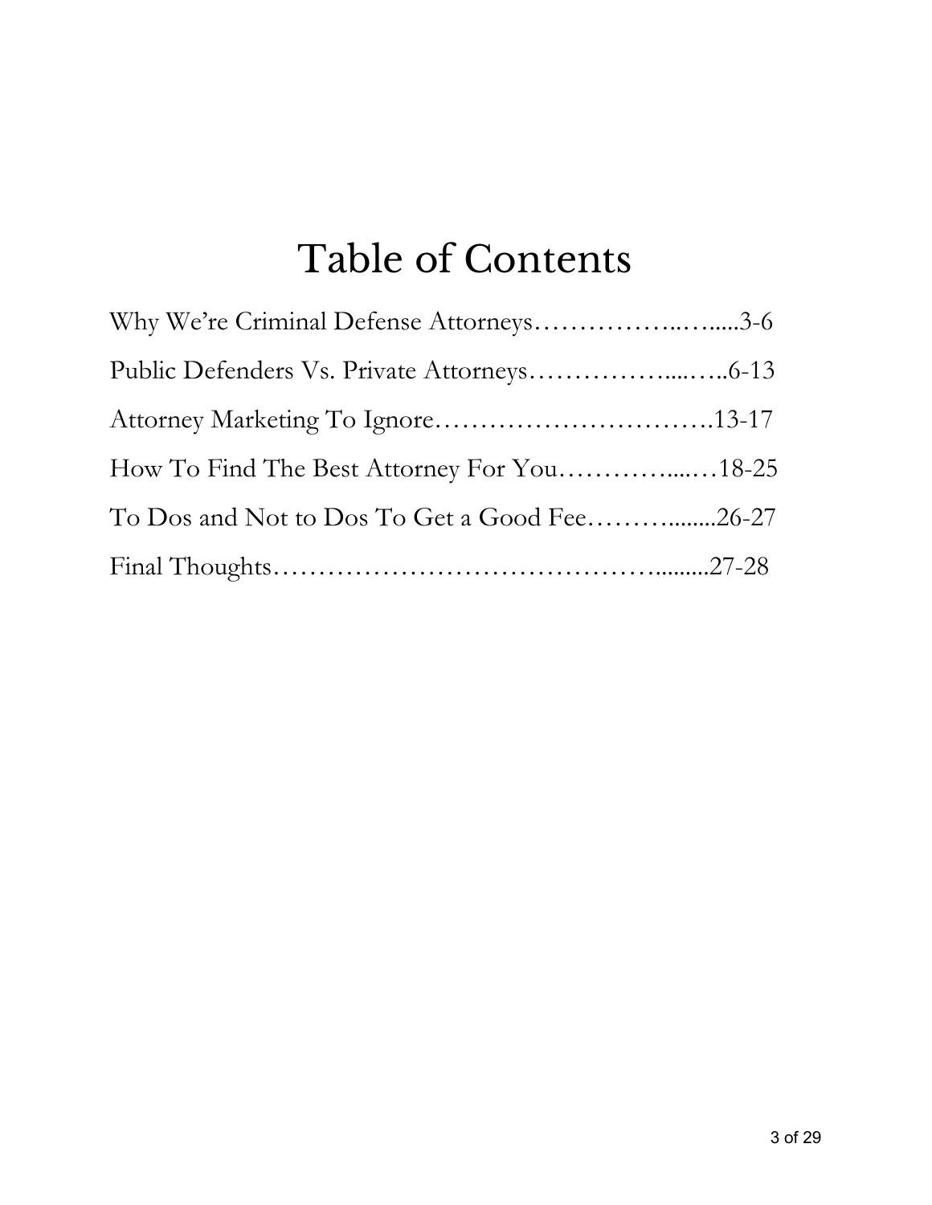# Table of Contents

Why We're Criminal Defense Attorneys……………..…......3-6

Public Defenders Vs. Private Attorneys……………....…..6-13

Attorney Marketing To Ignore………………………….13-17

How To Find The Best Attorney For You…………....…18-25

To Dos and Not to Dos To Get a Good Fee……….......26-27

Final Thoughts……………………………………….........27-28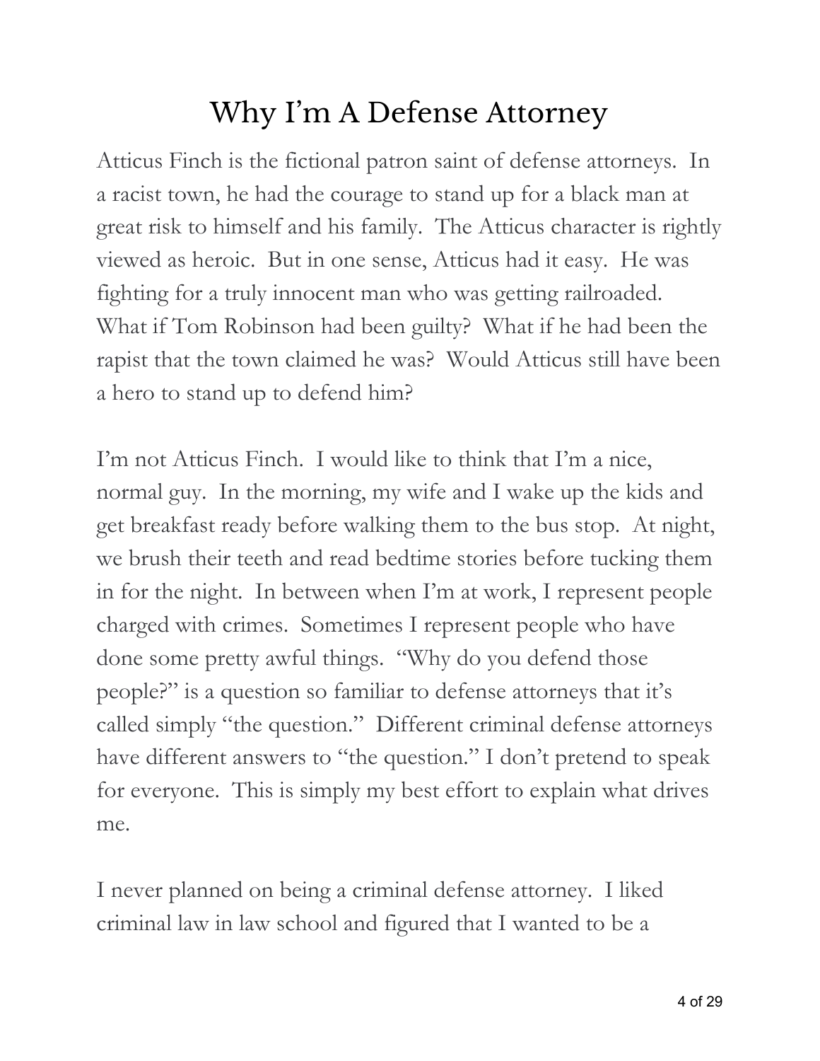# Why I'm A Defense Attorney

Atticus Finch is the fictional patron saint of defense attorneys. In a racist town, he had the courage to stand up for a black man at great risk to himself and his family. The Atticus character is rightly viewed as heroic. But in one sense, Atticus had it easy. He was fighting for a truly innocent man who was getting railroaded. What if Tom Robinson had been guilty? What if he had been the rapist that the town claimed he was? Would Atticus still have been a hero to stand up to defend him?

I'm not Atticus Finch. I would like to think that I'm a nice, normal guy. In the morning, my wife and I wake up the kids and get breakfast ready before walking them to the bus stop. At night, we brush their teeth and read bedtime stories before tucking them in for the night. In between when I'm at work, I represent people charged with crimes. Sometimes I represent people who have done some pretty awful things. "Why do you defend those people?" is a question so familiar to defense attorneys that it's called simply "the question." Different criminal defense attorneys have different answers to "the question." I don't pretend to speak for everyone. This is simply my best effort to explain what drives me.

I never planned on being a criminal defense attorney. I liked criminal law in law school and figured that I wanted to be a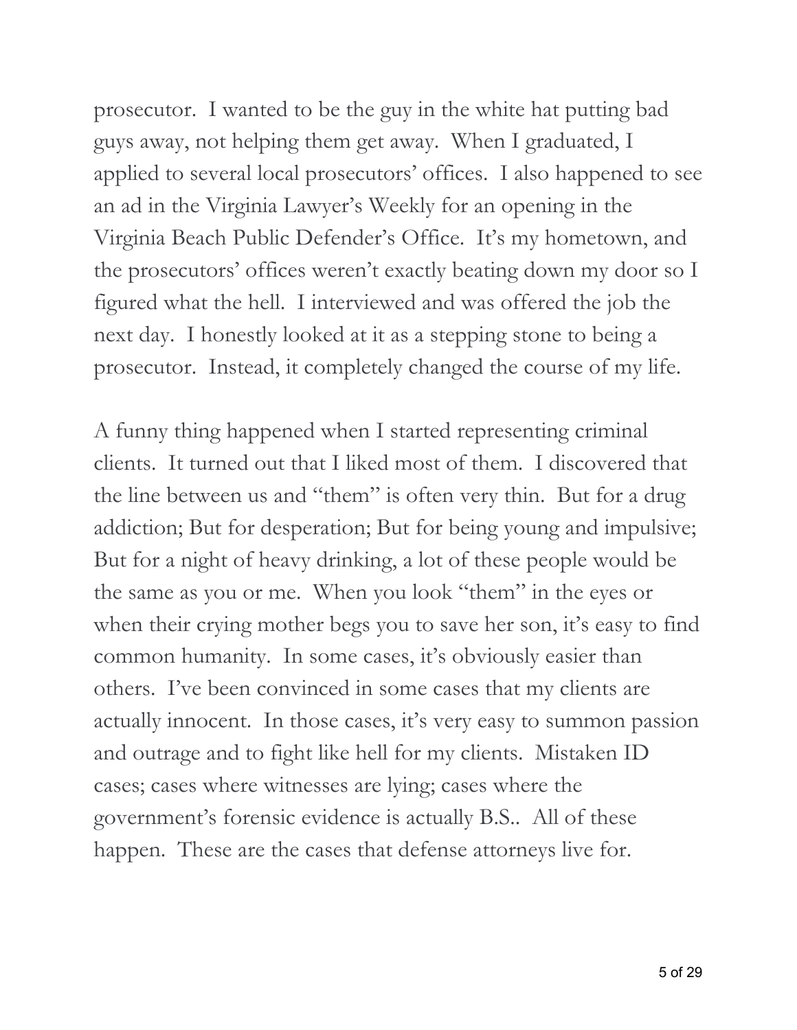prosecutor. I wanted to be the guy in the white hat putting bad guys away, not helping them get away. When I graduated, I applied to several local prosecutors' offices. I also happened to see an ad in the Virginia Lawyer's Weekly for an opening in the Virginia Beach Public Defender's Office. It's my hometown, and the prosecutors' offices weren't exactly beating down my door so I figured what the hell. I interviewed and was offered the job the next day. I honestly looked at it as a stepping stone to being a prosecutor. Instead, it completely changed the course of my life.

A funny thing happened when I started representing criminal clients. It turned out that I liked most of them. I discovered that the line between us and "them" is often very thin. But for a drug addiction; But for desperation; But for being young and impulsive; But for a night of heavy drinking, a lot of these people would be the same as you or me. When you look "them" in the eyes or when their crying mother begs you to save her son, it's easy to find common humanity. In some cases, it's obviously easier than others. I've been convinced in some cases that my clients are actually innocent. In those cases, it's very easy to summon passion and outrage and to fight like hell for my clients. Mistaken ID cases; cases where witnesses are lying; cases where the government's forensic evidence is actually B.S.. All of these happen. These are the cases that defense attorneys live for.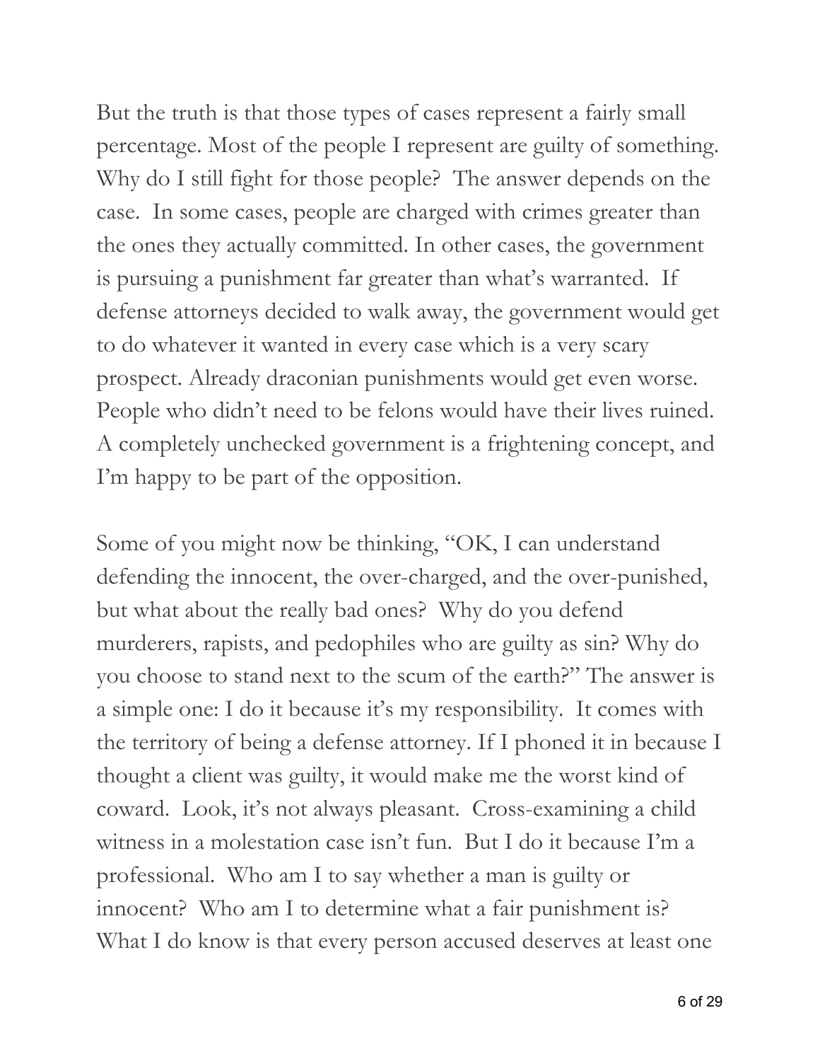But the truth is that those types of cases represent a fairly small percentage. Most of the people I represent are guilty of something. Why do I still fight for those people? The answer depends on the case. In some cases, people are charged with crimes greater than the ones they actually committed. In other cases, the government is pursuing a punishment far greater than what's warranted. If defense attorneys decided to walk away, the government would get to do whatever it wanted in every case which is a very scary prospect. Already draconian punishments would get even worse. People who didn't need to be felons would have their lives ruined. A completely unchecked government is a frightening concept, and I'm happy to be part of the opposition.

Some of you might now be thinking, "OK, I can understand defending the innocent, the over-charged, and the over-punished, but what about the really bad ones? Why do you defend murderers, rapists, and pedophiles who are guilty as sin? Why do you choose to stand next to the scum of the earth?" The answer is a simple one: I do it because it's my responsibility. It comes with the territory of being a defense attorney. If I phoned it in because I thought a client was guilty, it would make me the worst kind of coward. Look, it's not always pleasant. Cross-examining a child witness in a molestation case isn't fun. But I do it because I'm a professional. Who am I to say whether a man is guilty or innocent? Who am I to determine what a fair punishment is? What I do know is that every person accused deserves at least one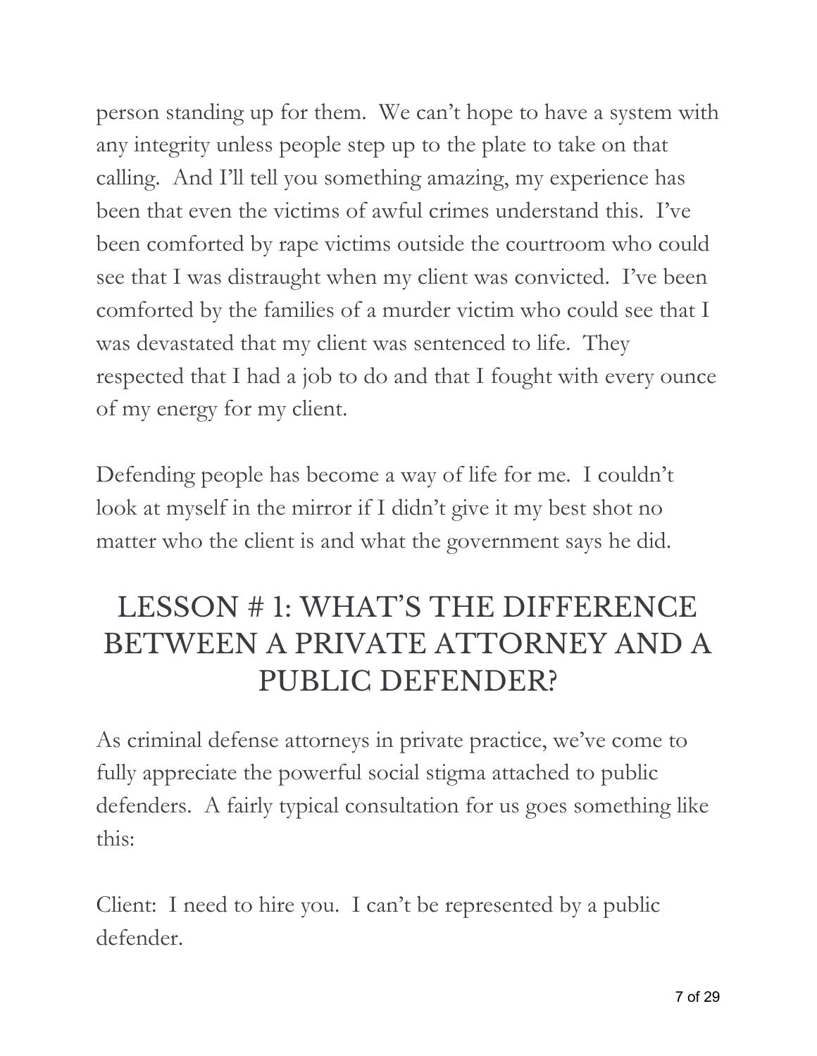person standing up for them. We can't hope to have a system with any integrity unless people step up to the plate to take on that calling. And I'll tell you something amazing, my experience has been that even the victims of awful crimes understand this. I've been comforted by rape victims outside the courtroom who could see that I was distraught when my client was convicted. I've been comforted by the families of a murder victim who could see that I was devastated that my client was sentenced to life. They respected that I had a job to do and that I fought with every ounce of my energy for my client.

Defending people has become a way of life for me. I couldn't look at myself in the mirror if I didn't give it my best shot no matter who the client is and what the government says he did.

## LESSON # 1: WHAT'S THE DIFFERENCE BETWEEN A PRIVATE ATTORNEY AND A PUBLIC DEFENDER?

As criminal defense attorneys in private practice, we've come to fully appreciate the powerful social stigma attached to public defenders. A fairly typical consultation for us goes something like this:

Client: I need to hire you. I can't be represented by a public defender.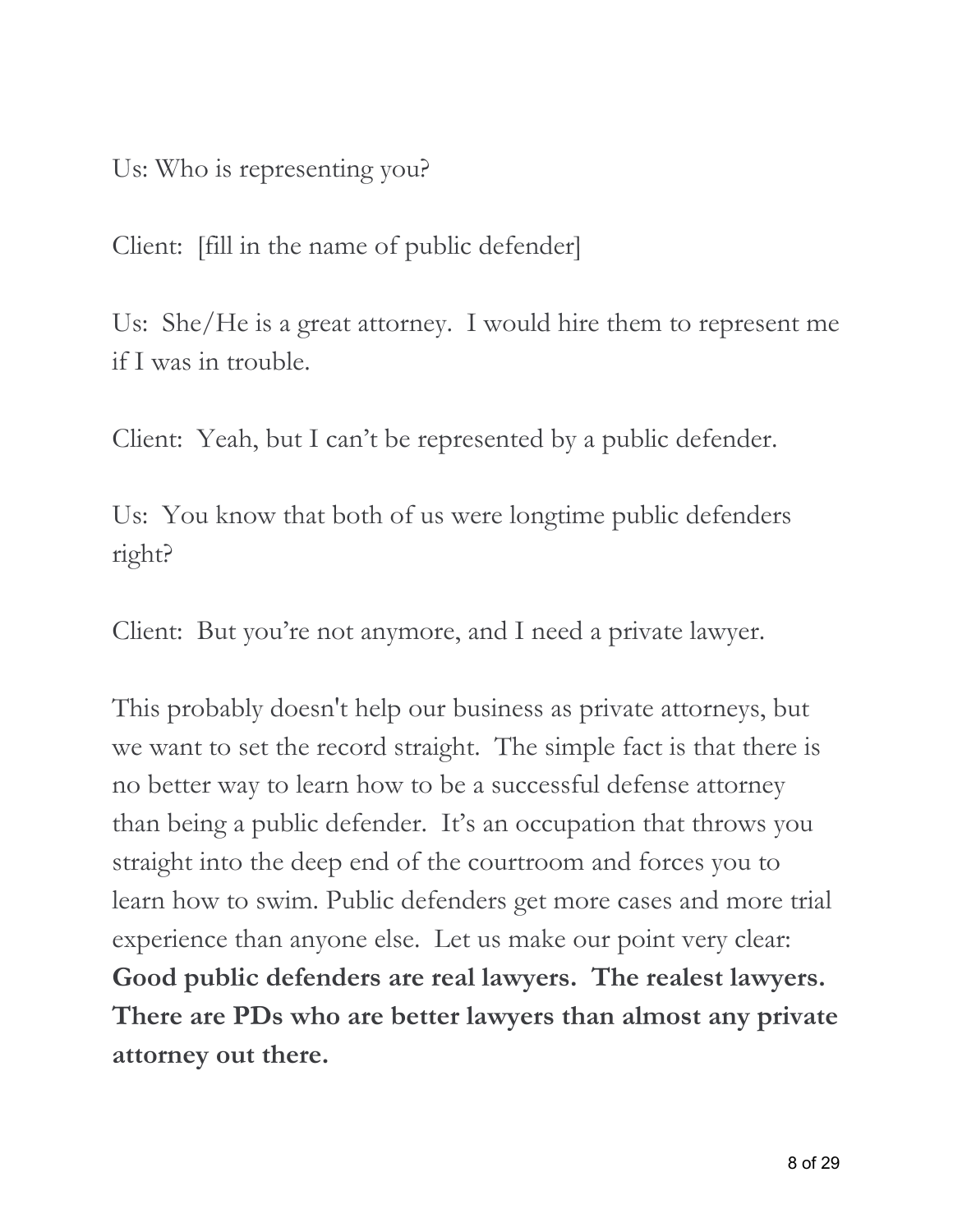Us: Who is representing you?

Client: [fill in the name of public defender]

Us: She/He is a great attorney. I would hire them to represent me if I was in trouble.

Client: Yeah, but I can't be represented by a public defender.

Us: You know that both of us were longtime public defenders right?

Client: But you're not anymore, and I need a private lawyer.

This probably doesn't help our business as private attorneys, but we want to set the record straight. The simple fact is that there is no better way to learn how to be a successful defense attorney than being a public defender. It's an occupation that throws you straight into the deep end of the courtroom and forces you to learn how to swim. Public defenders get more cases and more trial experience than anyone else. Let us make our point very clear: **Good public defenders are real lawyers. The realest lawyers. There are PDs who are better lawyers than almost any private attorney out there.**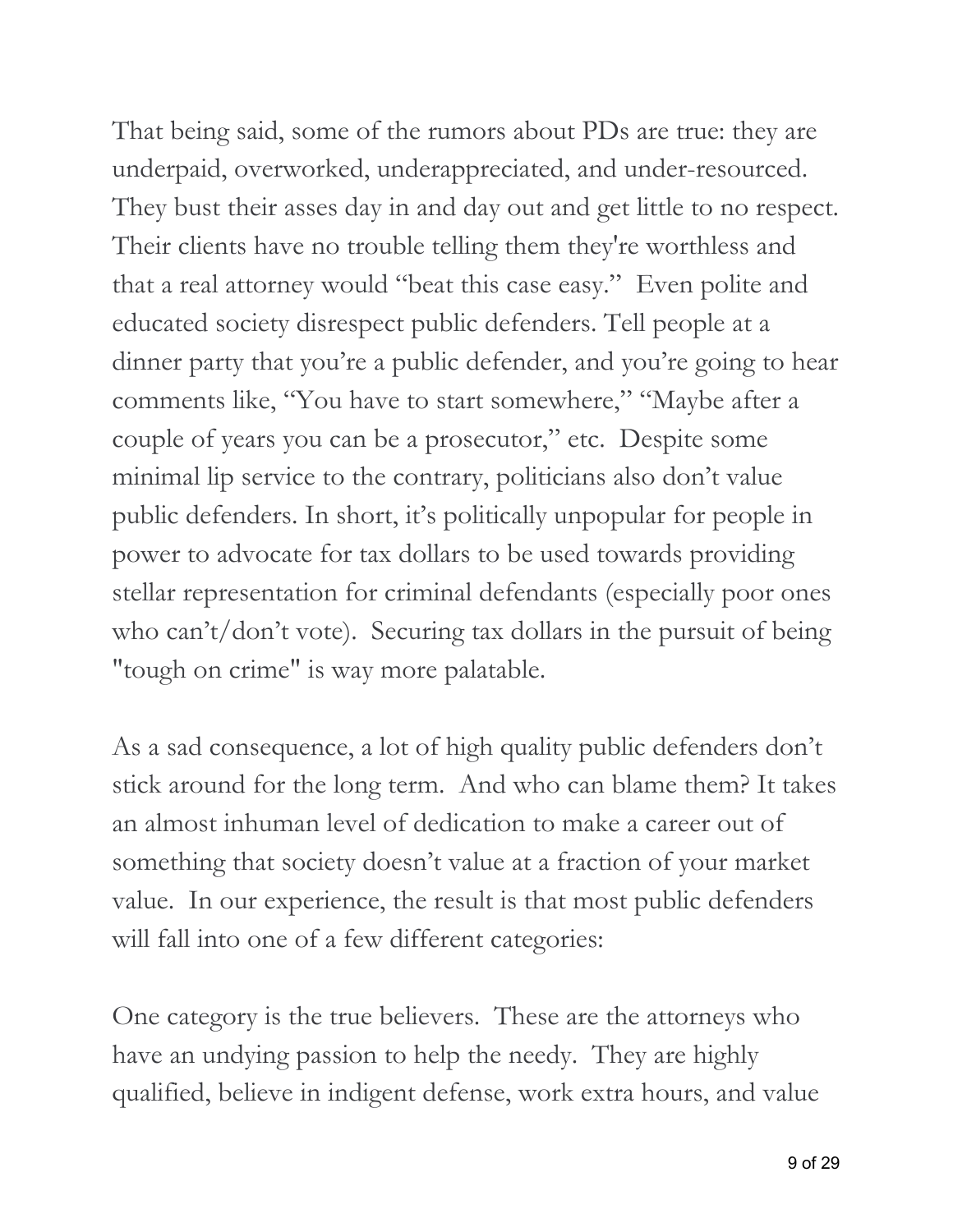That being said, some of the rumors about PDs are true: they are underpaid, overworked, underappreciated, and under-resourced. They bust their asses day in and day out and get little to no respect. Their clients have no trouble telling them they're worthless and that a real attorney would "beat this case easy." Even polite and educated society disrespect public defenders. Tell people at a dinner party that you're a public defender, and you're going to hear comments like, "You have to start somewhere," "Maybe after a couple of years you can be a prosecutor," etc. Despite some minimal lip service to the contrary, politicians also don't value public defenders. In short, it's politically unpopular for people in power to advocate for tax dollars to be used towards providing stellar representation for criminal defendants (especially poor ones who can't/don't vote). Securing tax dollars in the pursuit of being "tough on crime" is way more palatable.

As a sad consequence, a lot of high quality public defenders don't stick around for the long term. And who can blame them? It takes an almost inhuman level of dedication to make a career out of something that society doesn't value at a fraction of your market value. In our experience, the result is that most public defenders will fall into one of a few different categories:

One category is the true believers. These are the attorneys who have an undying passion to help the needy. They are highly qualified, believe in indigent defense, work extra hours, and value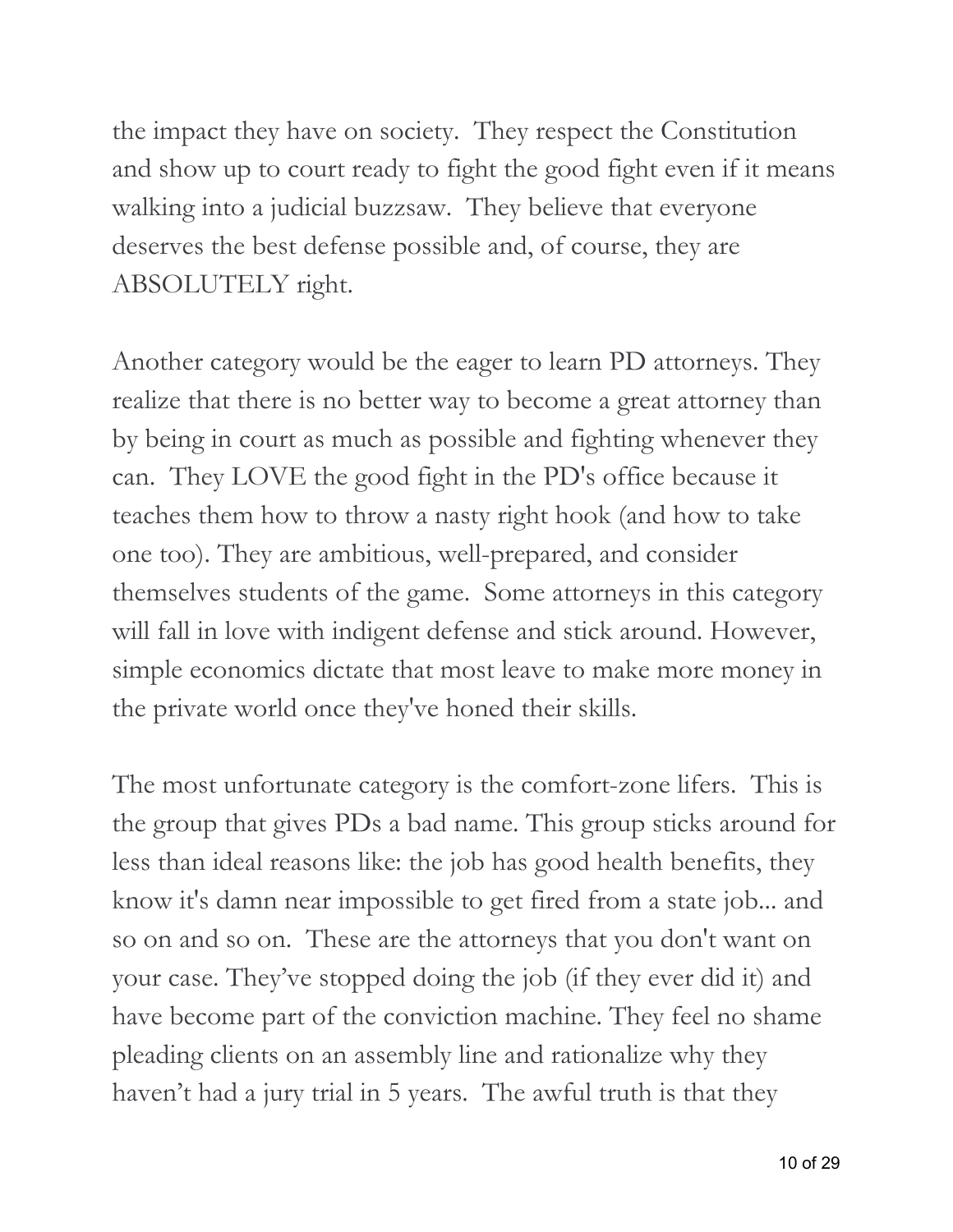the impact they have on society. They respect the Constitution and show up to court ready to fight the good fight even if it means walking into a judicial buzzsaw. They believe that everyone deserves the best defense possible and, of course, they are ABSOLUTELY right.

Another category would be the eager to learn PD attorneys. They realize that there is no better way to become a great attorney than by being in court as much as possible and fighting whenever they can. They LOVE the good fight in the PD's office because it teaches them how to throw a nasty right hook (and how to take one too). They are ambitious, well-prepared, and consider themselves students of the game. Some attorneys in this category will fall in love with indigent defense and stick around. However, simple economics dictate that most leave to make more money in the private world once they've honed their skills.

The most unfortunate category is the comfort-zone lifers. This is the group that gives PDs a bad name. This group sticks around for less than ideal reasons like: the job has good health benefits, they know it's damn near impossible to get fired from a state job... and so on and so on. These are the attorneys that you don't want on your case. They've stopped doing the job (if they ever did it) and have become part of the conviction machine. They feel no shame pleading clients on an assembly line and rationalize why they haven't had a jury trial in 5 years. The awful truth is that they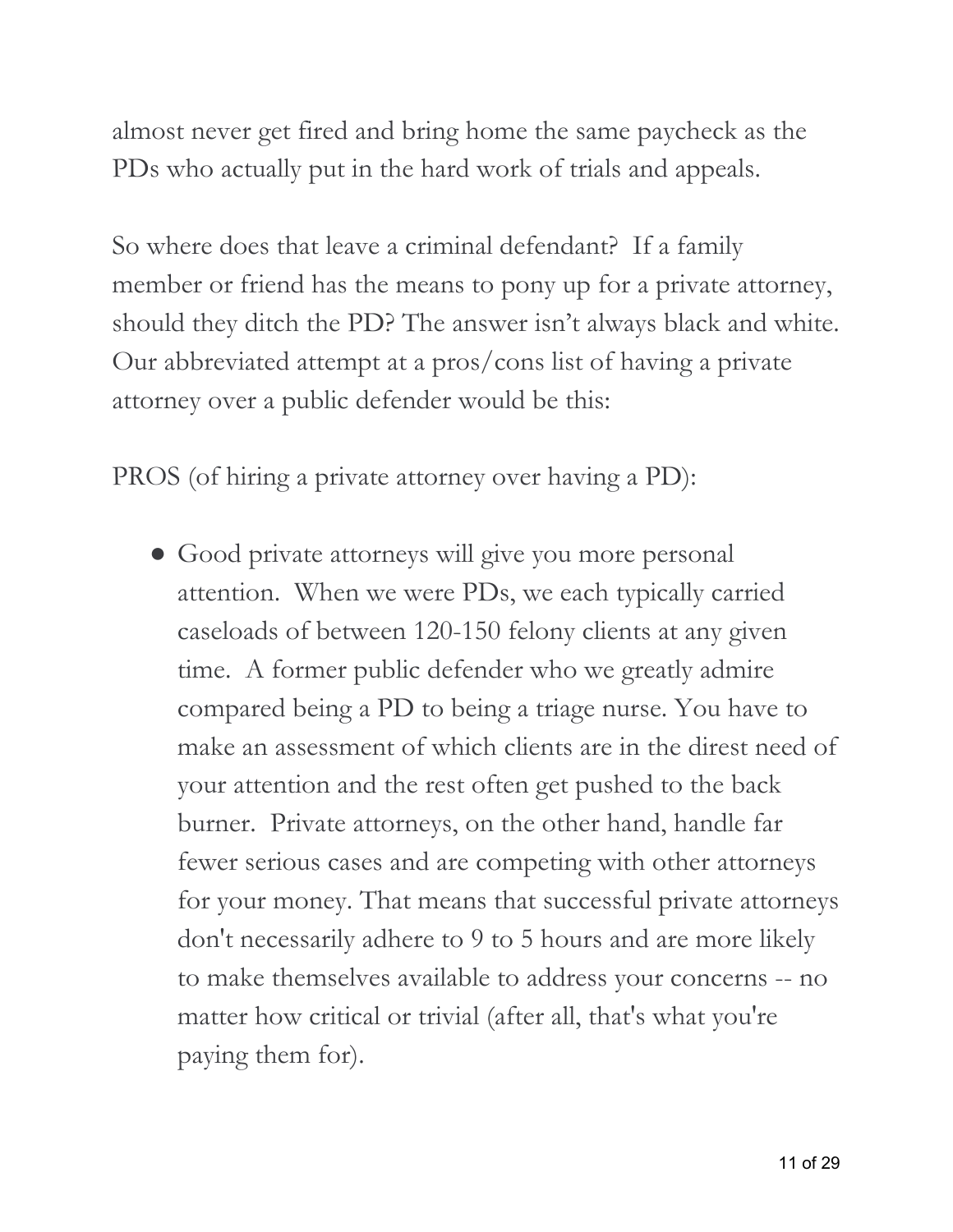almost never get fired and bring home the same paycheck as the PDs who actually put in the hard work of trials and appeals.

So where does that leave a criminal defendant? If a family member or friend has the means to pony up for a private attorney, should they ditch the PD? The answer isn't always black and white. Our abbreviated attempt at a pros/cons list of having a private attorney over a public defender would be this:

PROS (of hiring a private attorney over having a PD):

- Good private attorneys will give you more personal attention. When we were PDs, we each typically carried caseloads of between 120-150 felony clients at any given time. A former public defender who we greatly admire compared being a PD to being a triage nurse. You have to make an assessment of which clients are in the direst need of your attention and the rest often get pushed to the back burner. Private attorneys, on the other hand, handle far fewer serious cases and are competing with other attorneys for your money. That means that successful private attorneys don't necessarily adhere to 9 to 5 hours and are more likely to make themselves available to address your concerns -- no matter how critical or trivial (after all, that's what you're paying them for).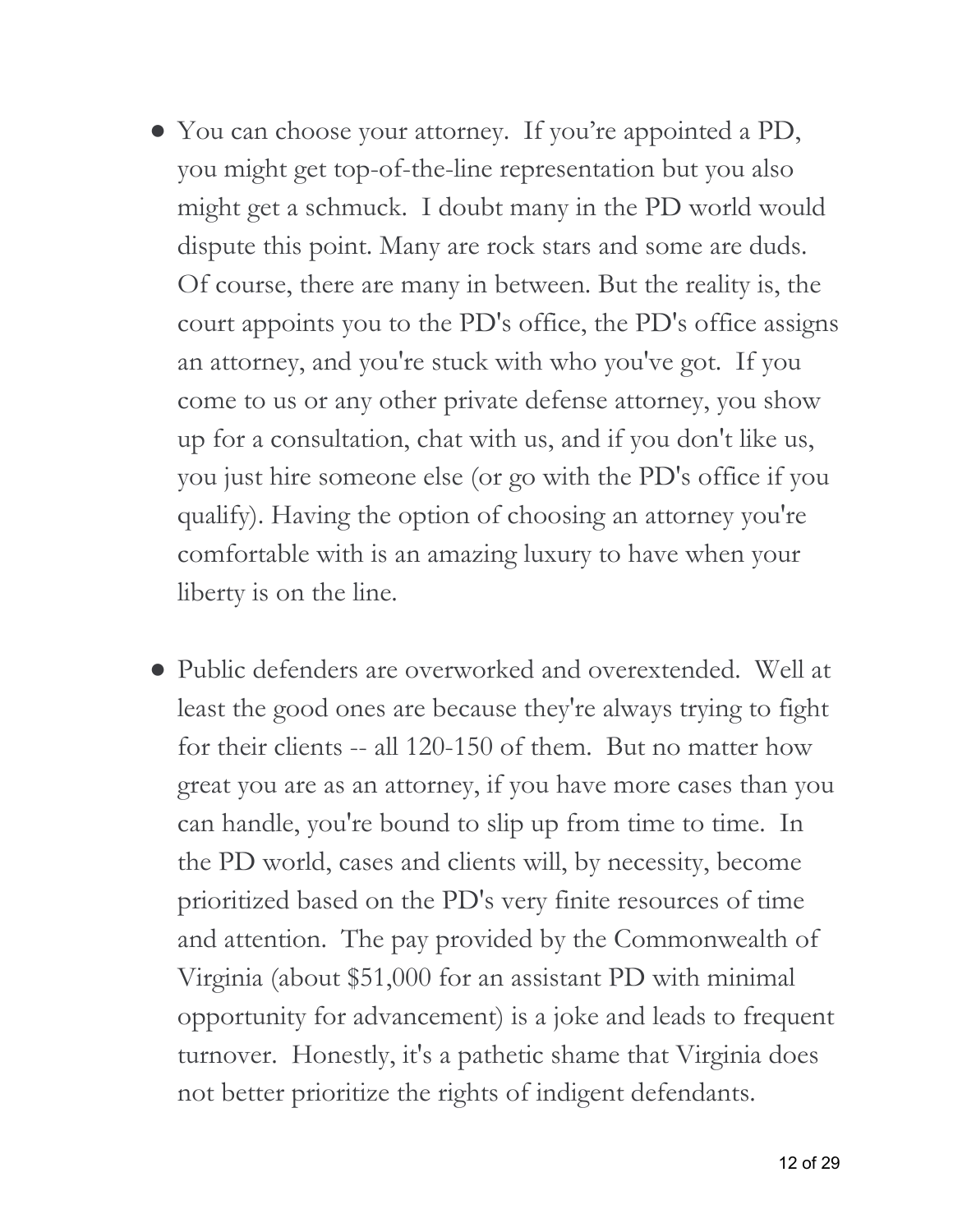- You can choose your attorney. If you're appointed a PD, you might get top-of-the-line representation but you also might get a schmuck. I doubt many in the PD world would dispute this point. Many are rock stars and some are duds. Of course, there are many in between. But the reality is, the court appoints you to the PD's office, the PD's office assigns an attorney, and you're stuck with who you've got. If you come to us or any other private defense attorney, you show up for a consultation, chat with us, and if you don't like us, you just hire someone else (or go with the PD's office if you qualify). Having the option of choosing an attorney you're comfortable with is an amazing luxury to have when your liberty is on the line.

- Public defenders are overworked and overextended. Well at least the good ones are because they're always trying to fight for their clients -- all 120-150 of them. But no matter how great you are as an attorney, if you have more cases than you can handle, you're bound to slip up from time to time. In the PD world, cases and clients will, by necessity, become prioritized based on the PD's very finite resources of time and attention. The pay provided by the Commonwealth of Virginia (about $51,000 for an assistant PD with minimal opportunity for advancement) is a joke and leads to frequent turnover. Honestly, it's a pathetic shame that Virginia does not better prioritize the rights of indigent defendants.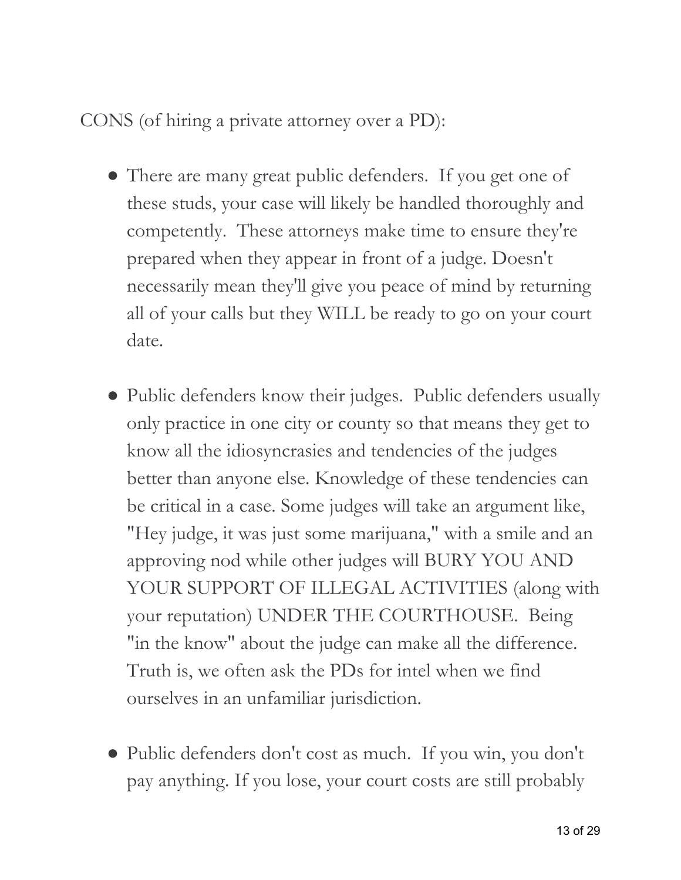CONS (of hiring a private attorney over a PD):

- There are many great public defenders.  If you get one of these studs, your case will likely be handled thoroughly and competently.  These attorneys make time to ensure they're prepared when they appear in front of a judge. Doesn't necessarily mean they'll give you peace of mind by returning all of your calls but they WILL be ready to go on your court date.

- Public defenders know their judges.  Public defenders usually only practice in one city or county so that means they get to know all the idiosyncrasies and tendencies of the judges better than anyone else. Knowledge of these tendencies can be critical in a case. Some judges will take an argument like, "Hey judge, it was just some marijuana," with a smile and an approving nod while other judges will BURY YOU AND YOUR SUPPORT OF ILLEGAL ACTIVITIES (along with your reputation) UNDER THE COURTHOUSE.  Being "in the know" about the judge can make all the difference. Truth is, we often ask the PDs for intel when we find ourselves in an unfamiliar jurisdiction.

- Public defenders don't cost as much.  If you win, you don't pay anything. If you lose, your court costs are still probably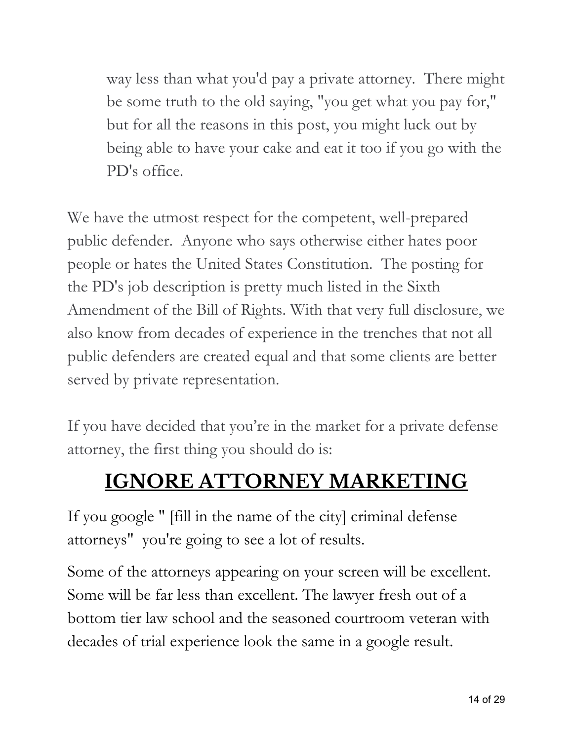> way less than what you'd pay a private attorney. There might be some truth to the old saying, "you get what you pay for," but for all the reasons in this post, you might luck out by being able to have your cake and eat it too if you go with the PD's office.

We have the utmost respect for the competent, well-prepared public defender. Anyone who says otherwise either hates poor people or hates the United States Constitution. The posting for the PD's job description is pretty much listed in the Sixth Amendment of the Bill of Rights. With that very full disclosure, we also know from decades of experience in the trenches that not all public defenders are created equal and that some clients are better served by private representation.

If you have decided that you're in the market for a private defense attorney, the first thing you should do is:

# IGNORE ATTORNEY MARKETING

If you google " [fill in the name of the city] criminal defense attorneys" you're going to see a lot of results.

Some of the attorneys appearing on your screen will be excellent. Some will be far less than excellent. The lawyer fresh out of a bottom tier law school and the seasoned courtroom veteran with decades of trial experience look the same in a google result.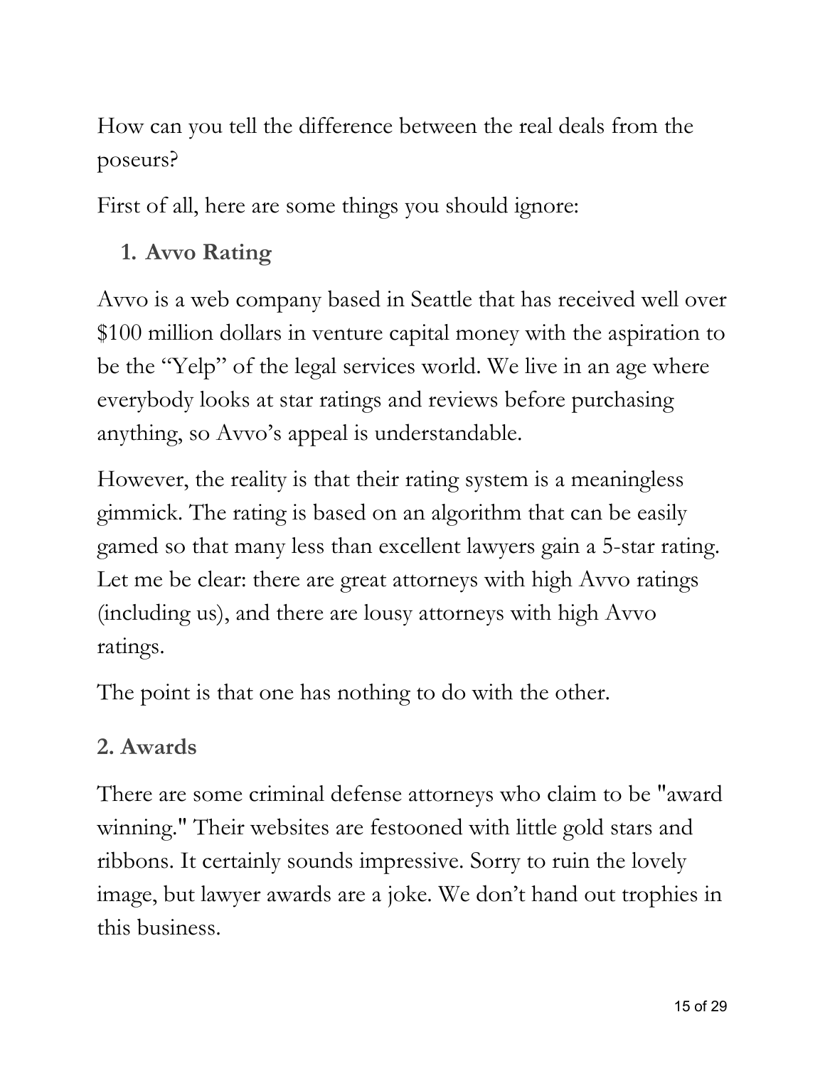How can you tell the difference between the real deals from the poseurs?

First of all, here are some things you should ignore:

### 1. Avvo Rating

Avvo is a web company based in Seattle that has received well over $100 million dollars in venture capital money with the aspiration to be the "Yelp" of the legal services world. We live in an age where everybody looks at star ratings and reviews before purchasing anything, so Avvo's appeal is understandable.

However, the reality is that their rating system is a meaningless gimmick. The rating is based on an algorithm that can be easily gamed so that many less than excellent lawyers gain a 5-star rating. Let me be clear: there are great attorneys with high Avvo ratings (including us), and there are lousy attorneys with high Avvo ratings.

The point is that one has nothing to do with the other.

### 2. Awards

There are some criminal defense attorneys who claim to be "award winning." Their websites are festooned with little gold stars and ribbons. It certainly sounds impressive. Sorry to ruin the lovely image, but lawyer awards are a joke. We don't hand out trophies in this business.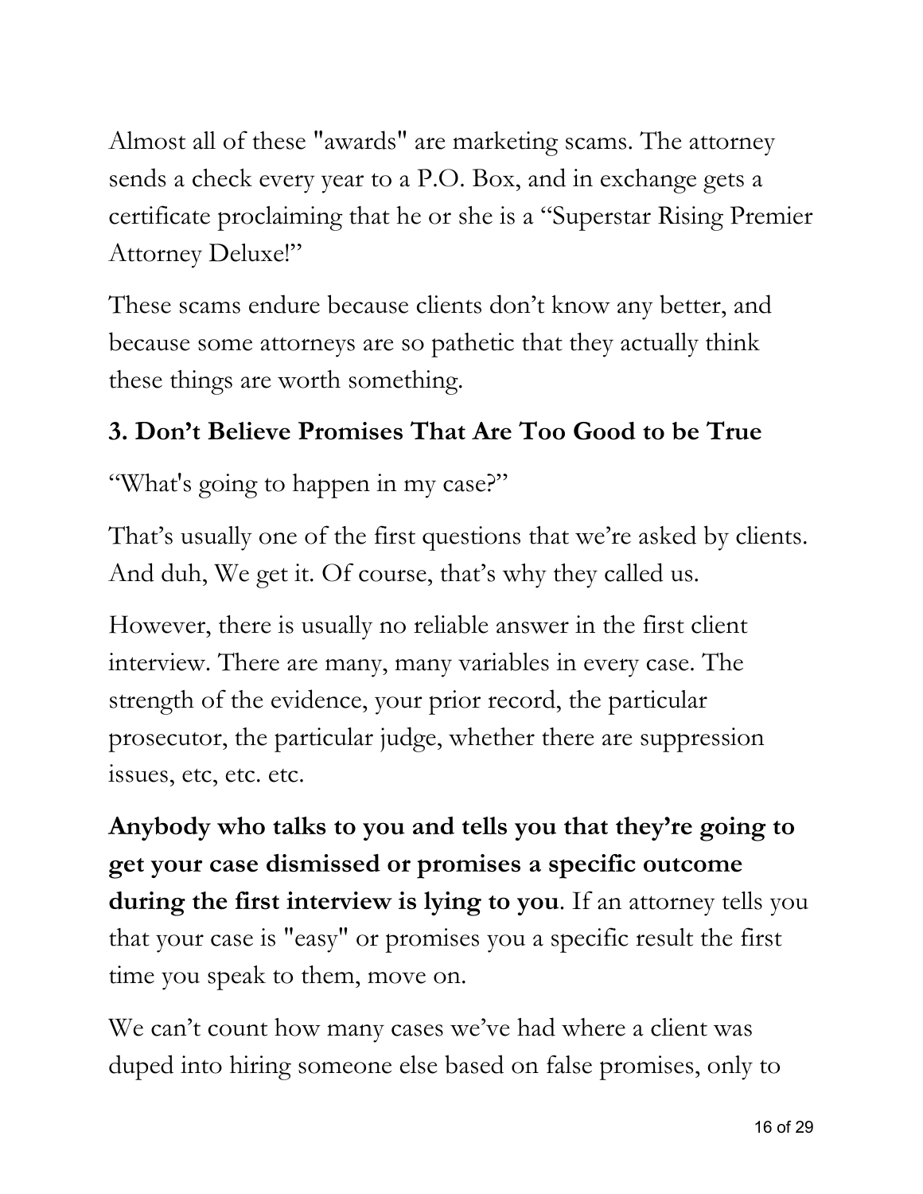Almost all of these "awards" are marketing scams. The attorney sends a check every year to a P.O. Box, and in exchange gets a certificate proclaiming that he or she is a "Superstar Rising Premier Attorney Deluxe!"

These scams endure because clients don't know any better, and because some attorneys are so pathetic that they actually think these things are worth something.

### 3. Don't Believe Promises That Are Too Good to be True

"What's going to happen in my case?"

That's usually one of the first questions that we're asked by clients. And duh, We get it. Of course, that's why they called us.

However, there is usually no reliable answer in the first client interview. There are many, many variables in every case. The strength of the evidence, your prior record, the particular prosecutor, the particular judge, whether there are suppression issues, etc, etc. etc.

**Anybody who talks to you and tells you that they're going to get your case dismissed or promises a specific outcome during the first interview is lying to you**. If an attorney tells you that your case is "easy" or promises you a specific result the first time you speak to them, move on.

We can't count how many cases we've had where a client was duped into hiring someone else based on false promises, only to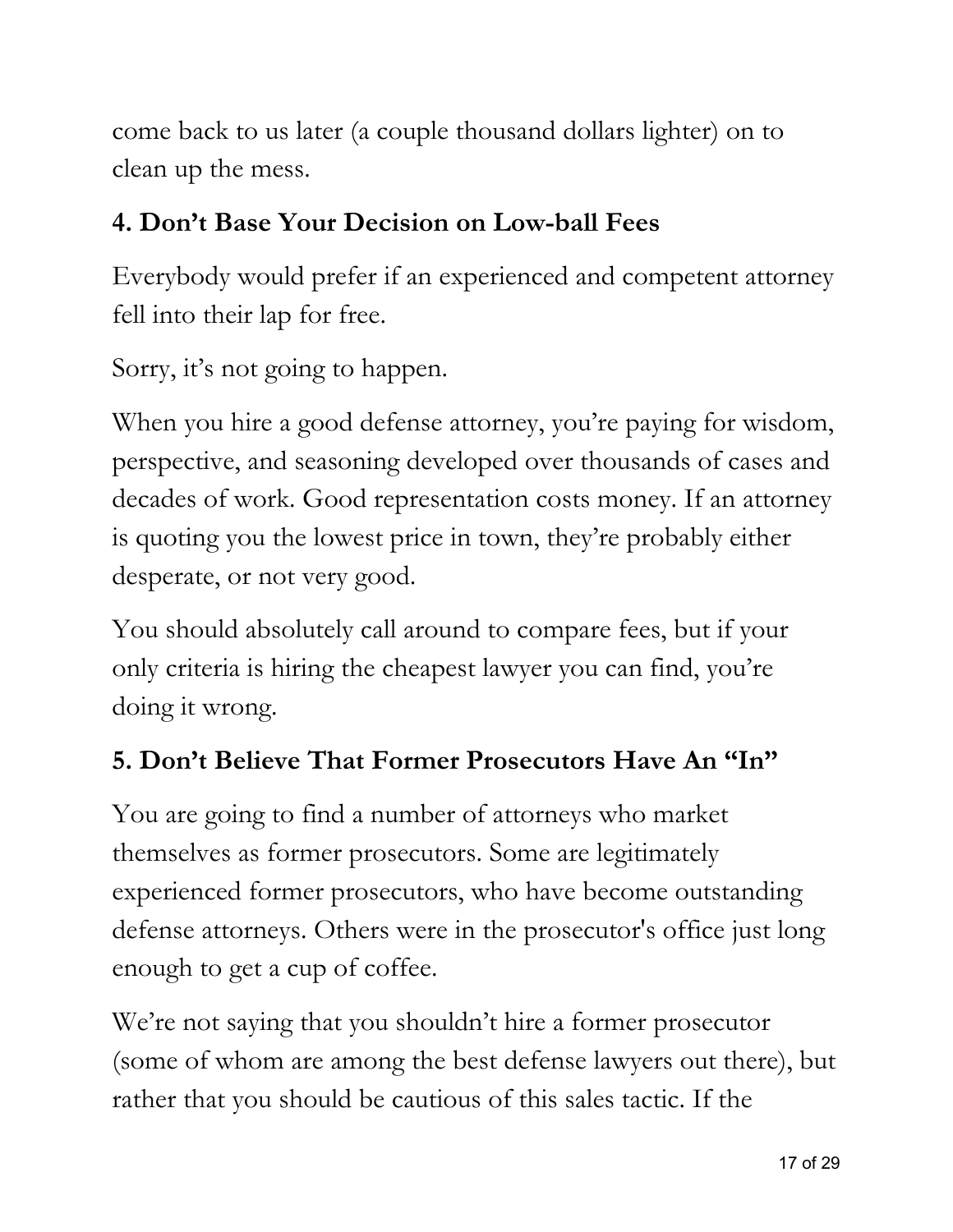come back to us later (a couple thousand dollars lighter) on to clean up the mess.

### 4. Don't Base Your Decision on Low-ball Fees

Everybody would prefer if an experienced and competent attorney fell into their lap for free.

Sorry, it's not going to happen.

When you hire a good defense attorney, you're paying for wisdom, perspective, and seasoning developed over thousands of cases and decades of work. Good representation costs money. If an attorney is quoting you the lowest price in town, they're probably either desperate, or not very good.

You should absolutely call around to compare fees, but if your only criteria is hiring the cheapest lawyer you can find, you're doing it wrong.

### 5. Don't Believe That Former Prosecutors Have An "In"

You are going to find a number of attorneys who market themselves as former prosecutors. Some are legitimately experienced former prosecutors, who have become outstanding defense attorneys. Others were in the prosecutor's office just long enough to get a cup of coffee.

We're not saying that you shouldn't hire a former prosecutor (some of whom are among the best defense lawyers out there), but rather that you should be cautious of this sales tactic. If the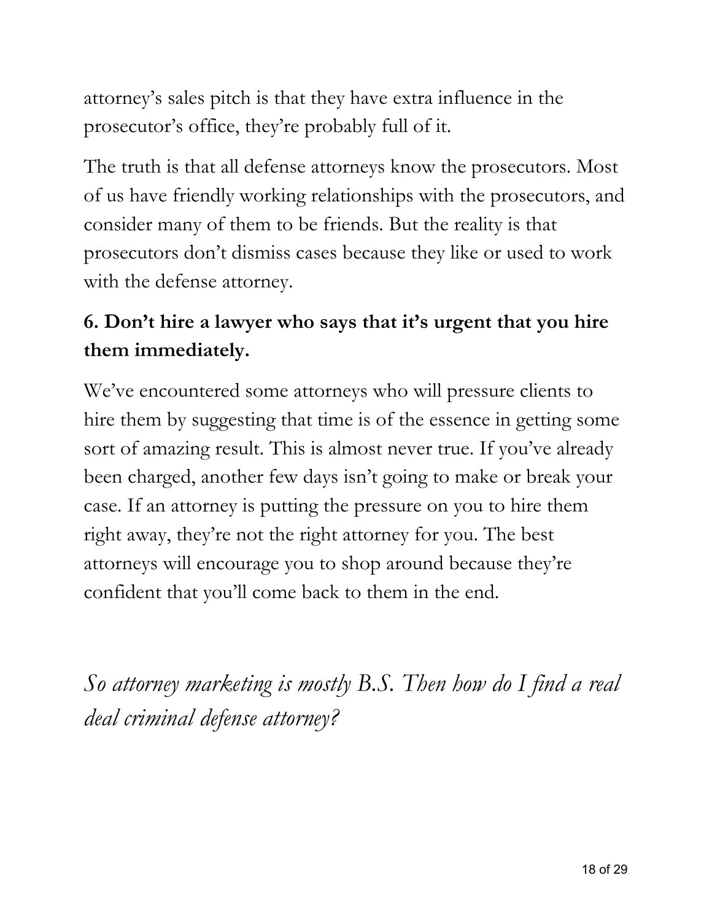attorney's sales pitch is that they have extra influence in the prosecutor's office, they're probably full of it.

The truth is that all defense attorneys know the prosecutors. Most of us have friendly working relationships with the prosecutors, and consider many of them to be friends. But the reality is that prosecutors don't dismiss cases because they like or used to work with the defense attorney.

### 6. Don't hire a lawyer who says that it's urgent that you hire them immediately.

We've encountered some attorneys who will pressure clients to hire them by suggesting that time is of the essence in getting some sort of amazing result. This is almost never true. If you've already been charged, another few days isn't going to make or break your case. If an attorney is putting the pressure on you to hire them right away, they're not the right attorney for you. The best attorneys will encourage you to shop around because they're confident that you'll come back to them in the end.

## *So attorney marketing is mostly B.S. Then how do I find a real deal criminal defense attorney?*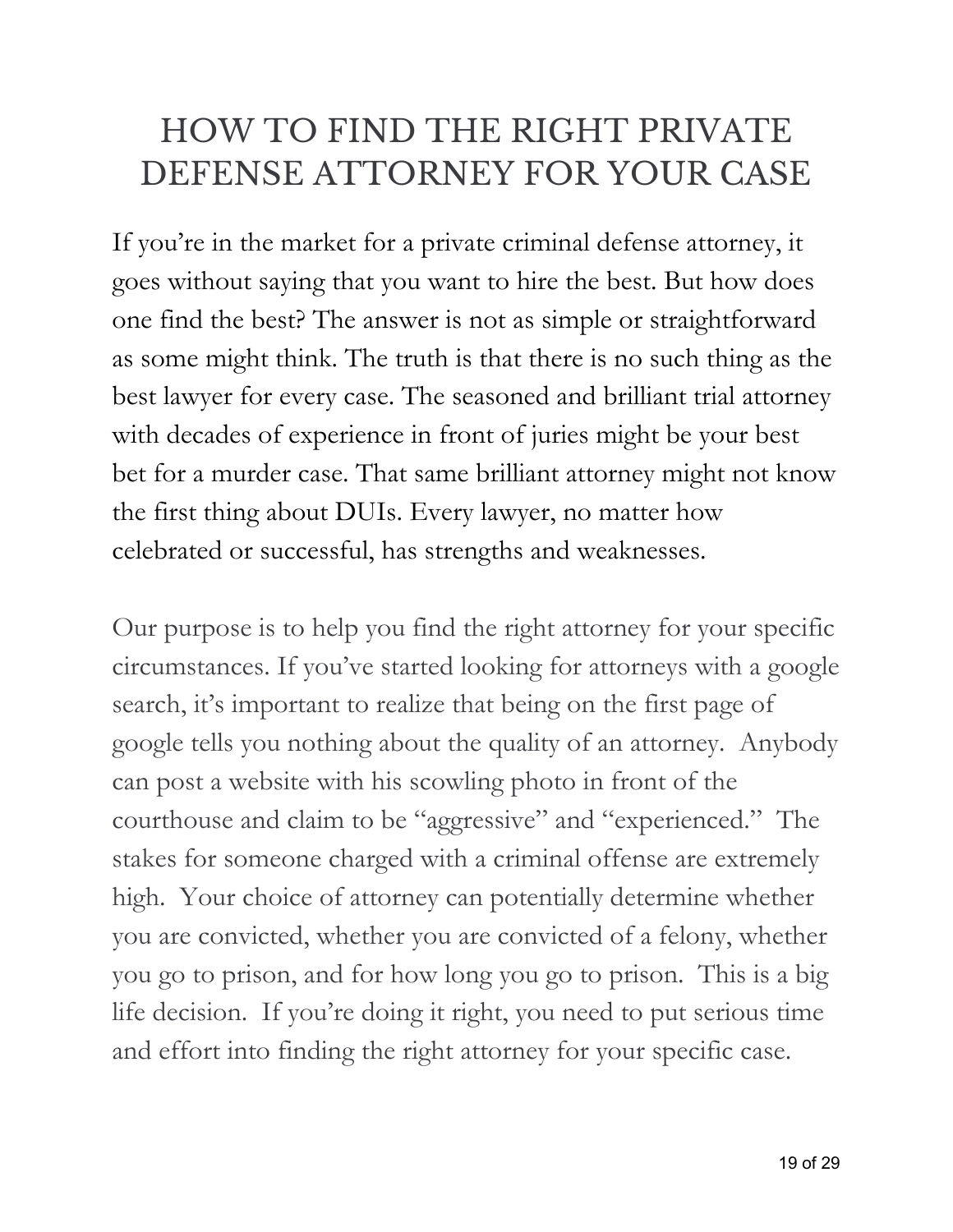# HOW TO FIND THE RIGHT PRIVATE DEFENSE ATTORNEY FOR YOUR CASE

If you're in the market for a private criminal defense attorney, it goes without saying that you want to hire the best. But how does one find the best? The answer is not as simple or straightforward as some might think. The truth is that there is no such thing as the best lawyer for every case. The seasoned and brilliant trial attorney with decades of experience in front of juries might be your best bet for a murder case. That same brilliant attorney might not know the first thing about DUIs. Every lawyer, no matter how celebrated or successful, has strengths and weaknesses.

Our purpose is to help you find the right attorney for your specific circumstances. If you've started looking for attorneys with a google search, it's important to realize that being on the first page of google tells you nothing about the quality of an attorney. Anybody can post a website with his scowling photo in front of the courthouse and claim to be "aggressive" and "experienced." The stakes for someone charged with a criminal offense are extremely high. Your choice of attorney can potentially determine whether you are convicted, whether you are convicted of a felony, whether you go to prison, and for how long you go to prison. This is a big life decision. If you're doing it right, you need to put serious time and effort into finding the right attorney for your specific case.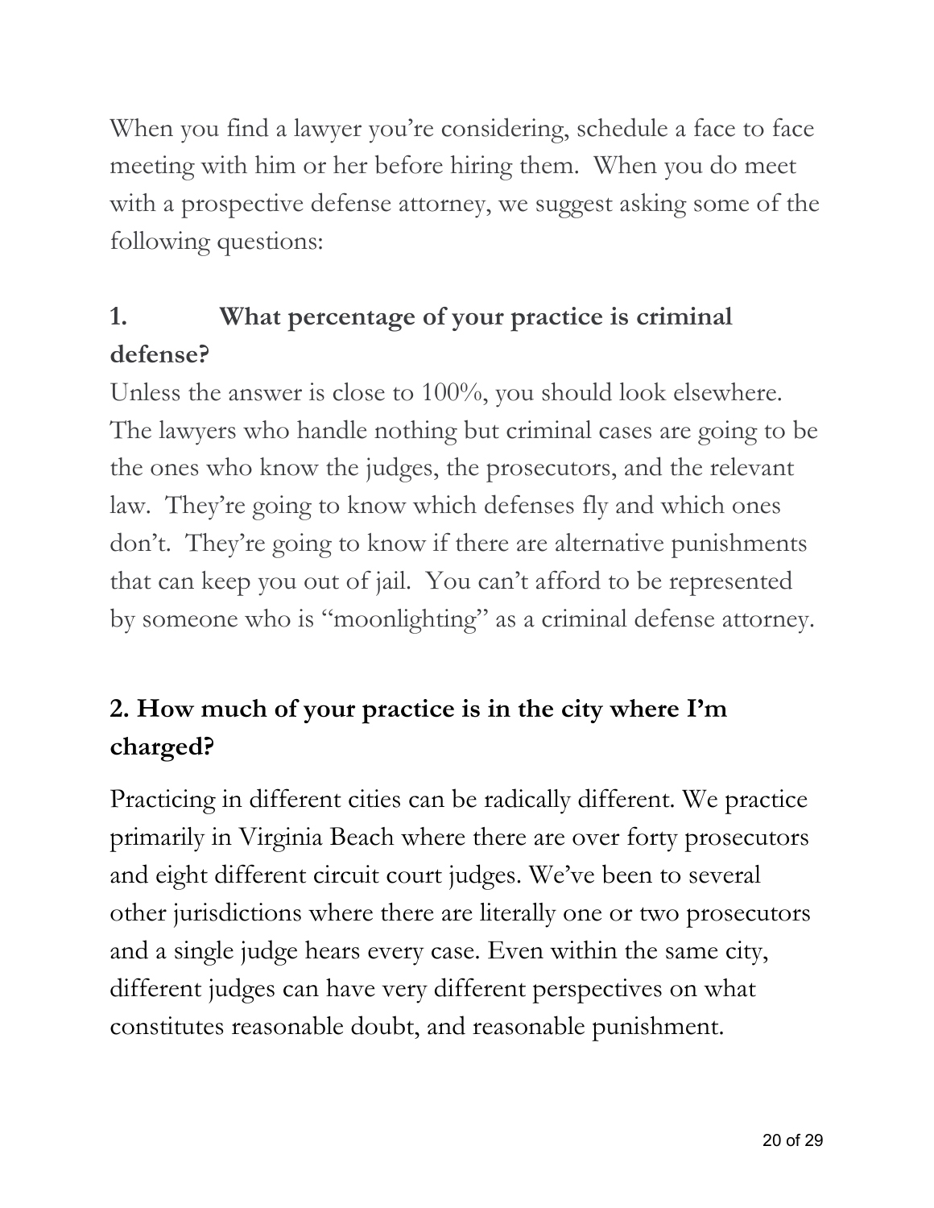When you find a lawyer you're considering, schedule a face to face meeting with him or her before hiring them. When you do meet with a prospective defense attorney, we suggest asking some of the following questions:

## 1. What percentage of your practice is criminal defense?

Unless the answer is close to 100%, you should look elsewhere. The lawyers who handle nothing but criminal cases are going to be the ones who know the judges, the prosecutors, and the relevant law. They're going to know which defenses fly and which ones don't. They're going to know if there are alternative punishments that can keep you out of jail. You can't afford to be represented by someone who is "moonlighting" as a criminal defense attorney.

## 2. How much of your practice is in the city where I'm charged?

Practicing in different cities can be radically different. We practice primarily in Virginia Beach where there are over forty prosecutors and eight different circuit court judges. We've been to several other jurisdictions where there are literally one or two prosecutors and a single judge hears every case. Even within the same city, different judges can have very different perspectives on what constitutes reasonable doubt, and reasonable punishment.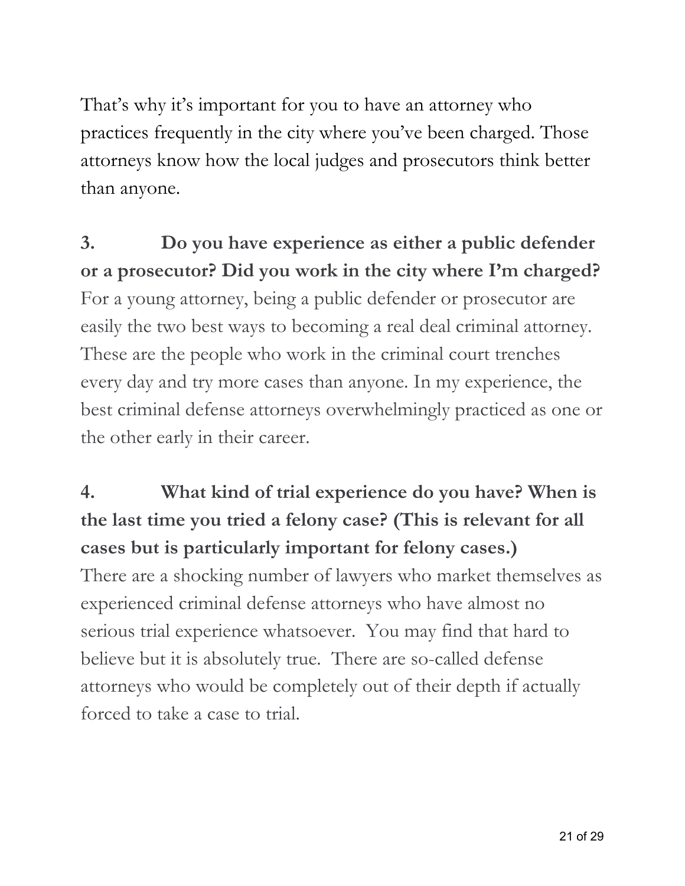That's why it's important for you to have an attorney who practices frequently in the city where you've been charged. Those attorneys know how the local judges and prosecutors think better than anyone.

**3. Do you have experience as either a public defender or a prosecutor? Did you work in the city where I'm charged?**

For a young attorney, being a public defender or prosecutor are easily the two best ways to becoming a real deal criminal attorney. These are the people who work in the criminal court trenches every day and try more cases than anyone. In my experience, the best criminal defense attorneys overwhelmingly practiced as one or the other early in their career.

**4. What kind of trial experience do you have? When is the last time you tried a felony case? (This is relevant for all cases but is particularly important for felony cases.)**

There are a shocking number of lawyers who market themselves as experienced criminal defense attorneys who have almost no serious trial experience whatsoever. You may find that hard to believe but it is absolutely true. There are so-called defense attorneys who would be completely out of their depth if actually forced to take a case to trial.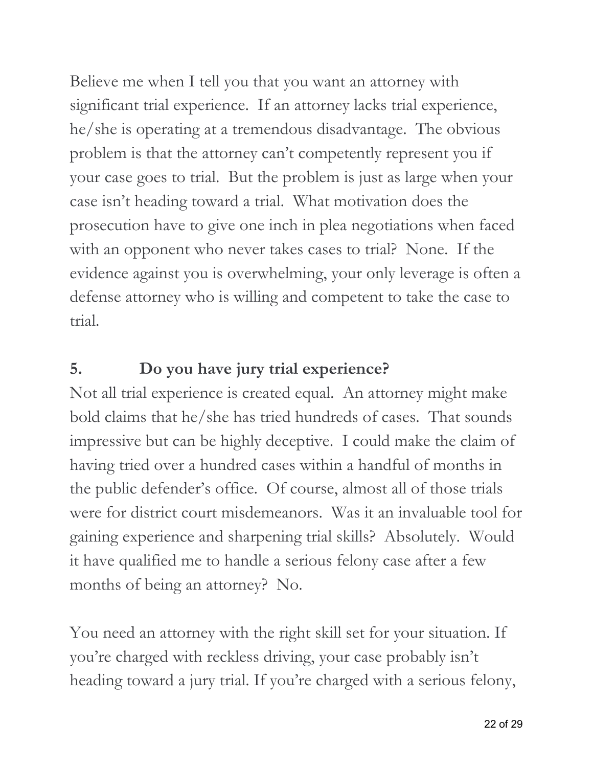Believe me when I tell you that you want an attorney with significant trial experience. If an attorney lacks trial experience, he/she is operating at a tremendous disadvantage. The obvious problem is that the attorney can't competently represent you if your case goes to trial. But the problem is just as large when your case isn't heading toward a trial. What motivation does the prosecution have to give one inch in plea negotiations when faced with an opponent who never takes cases to trial? None. If the evidence against you is overwhelming, your only leverage is often a defense attorney who is willing and competent to take the case to trial.

### 5. Do you have jury trial experience?

Not all trial experience is created equal. An attorney might make bold claims that he/she has tried hundreds of cases. That sounds impressive but can be highly deceptive. I could make the claim of having tried over a hundred cases within a handful of months in the public defender's office. Of course, almost all of those trials were for district court misdemeanors. Was it an invaluable tool for gaining experience and sharpening trial skills? Absolutely. Would it have qualified me to handle a serious felony case after a few months of being an attorney? No.

You need an attorney with the right skill set for your situation. If you're charged with reckless driving, your case probably isn't heading toward a jury trial. If you're charged with a serious felony,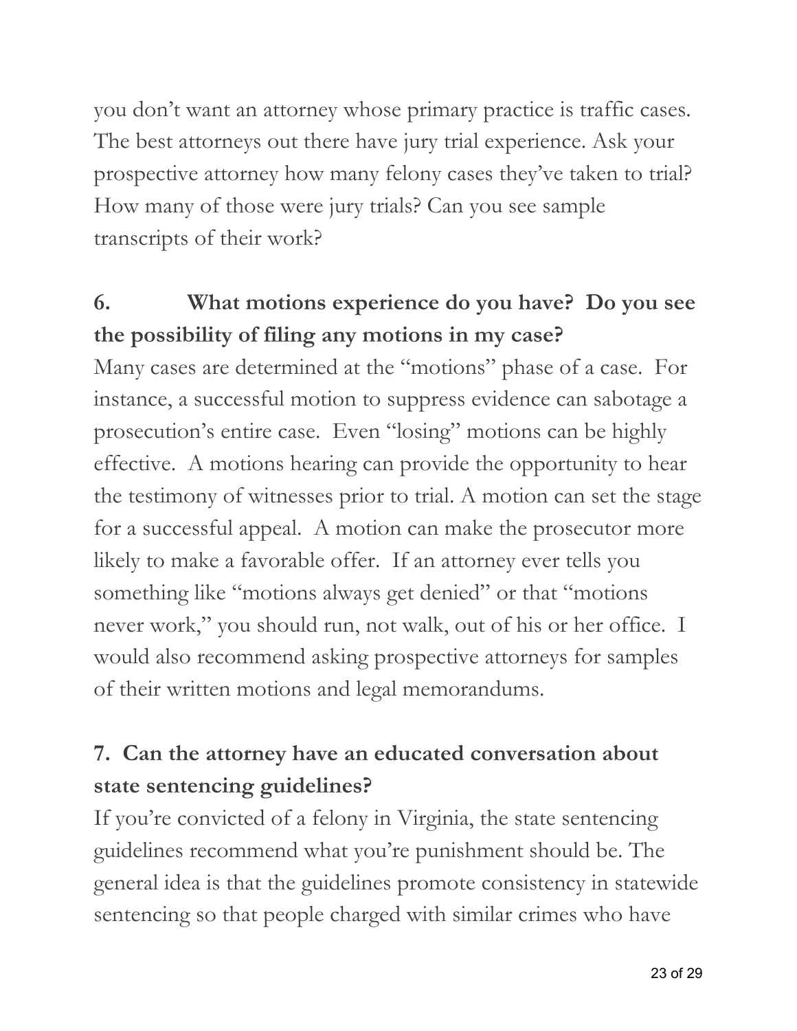you don't want an attorney whose primary practice is traffic cases. The best attorneys out there have jury trial experience. Ask your prospective attorney how many felony cases they've taken to trial? How many of those were jury trials? Can you see sample transcripts of their work?

## 6. What motions experience do you have? Do you see the possibility of filing any motions in my case?

Many cases are determined at the "motions" phase of a case. For instance, a successful motion to suppress evidence can sabotage a prosecution's entire case. Even "losing" motions can be highly effective. A motions hearing can provide the opportunity to hear the testimony of witnesses prior to trial. A motion can set the stage for a successful appeal. A motion can make the prosecutor more likely to make a favorable offer. If an attorney ever tells you something like "motions always get denied" or that "motions never work," you should run, not walk, out of his or her office. I would also recommend asking prospective attorneys for samples of their written motions and legal memorandums.

## 7. Can the attorney have an educated conversation about state sentencing guidelines?

If you're convicted of a felony in Virginia, the state sentencing guidelines recommend what you're punishment should be. The general idea is that the guidelines promote consistency in statewide sentencing so that people charged with similar crimes who have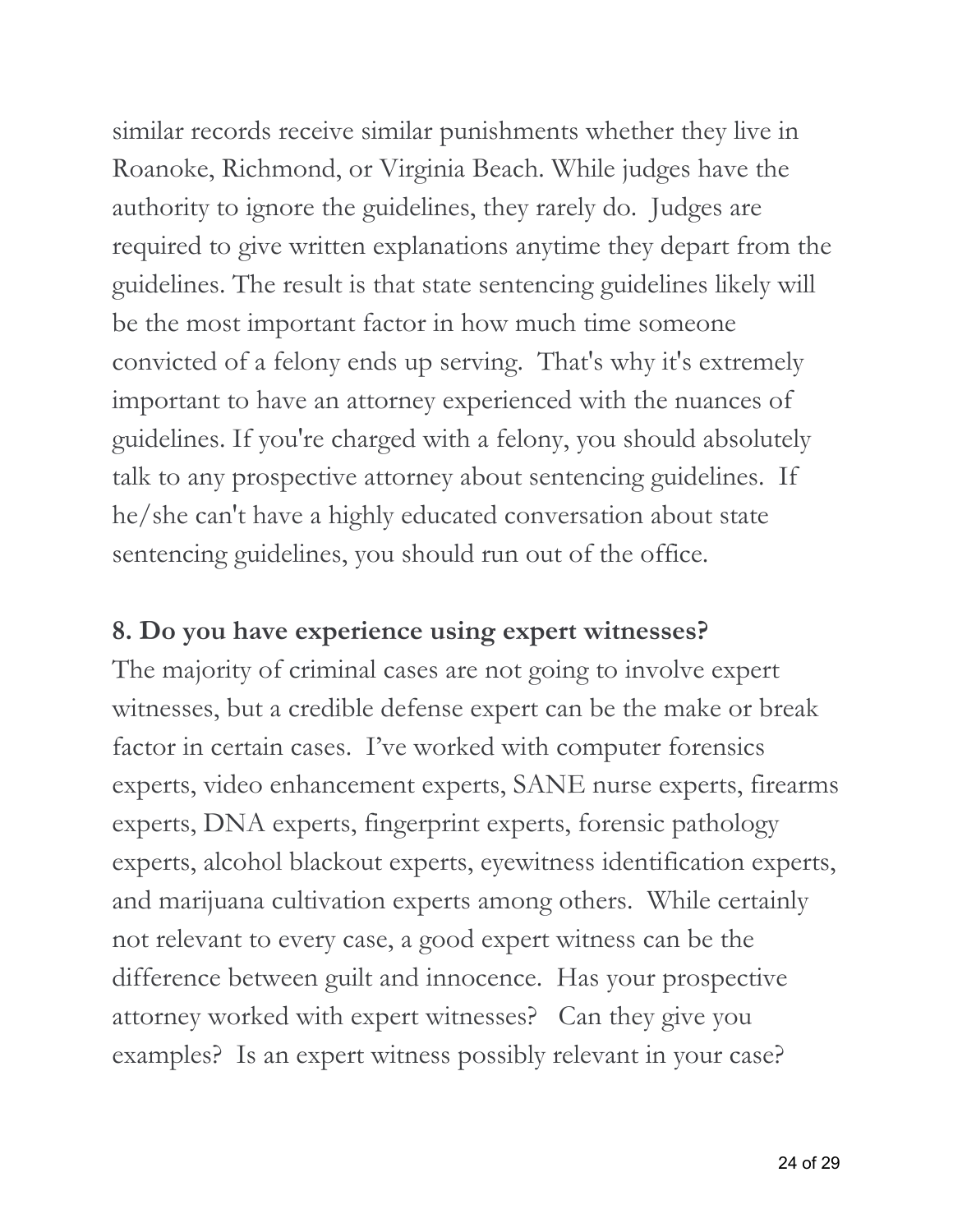similar records receive similar punishments whether they live in Roanoke, Richmond, or Virginia Beach. While judges have the authority to ignore the guidelines, they rarely do. Judges are required to give written explanations anytime they depart from the guidelines. The result is that state sentencing guidelines likely will be the most important factor in how much time someone convicted of a felony ends up serving. That's why it's extremely important to have an attorney experienced with the nuances of guidelines. If you're charged with a felony, you should absolutely talk to any prospective attorney about sentencing guidelines. If he/she can't have a highly educated conversation about state sentencing guidelines, you should run out of the office.

**8. Do you have experience using expert witnesses?**

The majority of criminal cases are not going to involve expert witnesses, but a credible defense expert can be the make or break factor in certain cases. I've worked with computer forensics experts, video enhancement experts, SANE nurse experts, firearms experts, DNA experts, fingerprint experts, forensic pathology experts, alcohol blackout experts, eyewitness identification experts, and marijuana cultivation experts among others. While certainly not relevant to every case, a good expert witness can be the difference between guilt and innocence. Has your prospective attorney worked with expert witnesses? Can they give you examples? Is an expert witness possibly relevant in your case?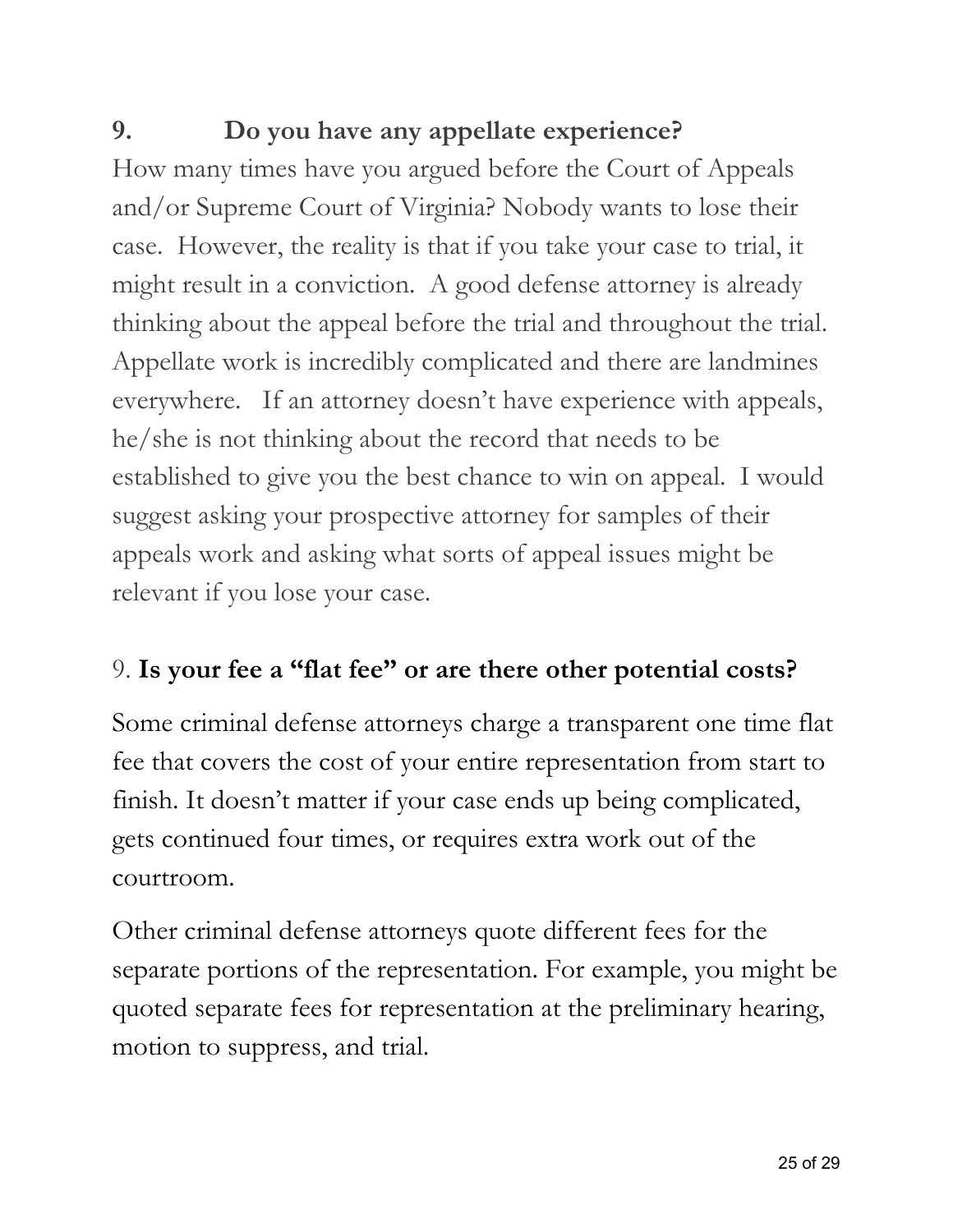## 9. Do you have any appellate experience?

How many times have you argued before the Court of Appeals and/or Supreme Court of Virginia? Nobody wants to lose their case. However, the reality is that if you take your case to trial, it might result in a conviction. A good defense attorney is already thinking about the appeal before the trial and throughout the trial. Appellate work is incredibly complicated and there are landmines everywhere. If an attorney doesn't have experience with appeals, he/she is not thinking about the record that needs to be established to give you the best chance to win on appeal. I would suggest asking your prospective attorney for samples of their appeals work and asking what sorts of appeal issues might be relevant if you lose your case.

## 9. **Is your fee a "flat fee" or are there other potential costs?**

Some criminal defense attorneys charge a transparent one time flat fee that covers the cost of your entire representation from start to finish. It doesn't matter if your case ends up being complicated, gets continued four times, or requires extra work out of the courtroom.

Other criminal defense attorneys quote different fees for the separate portions of the representation. For example, you might be quoted separate fees for representation at the preliminary hearing, motion to suppress, and trial.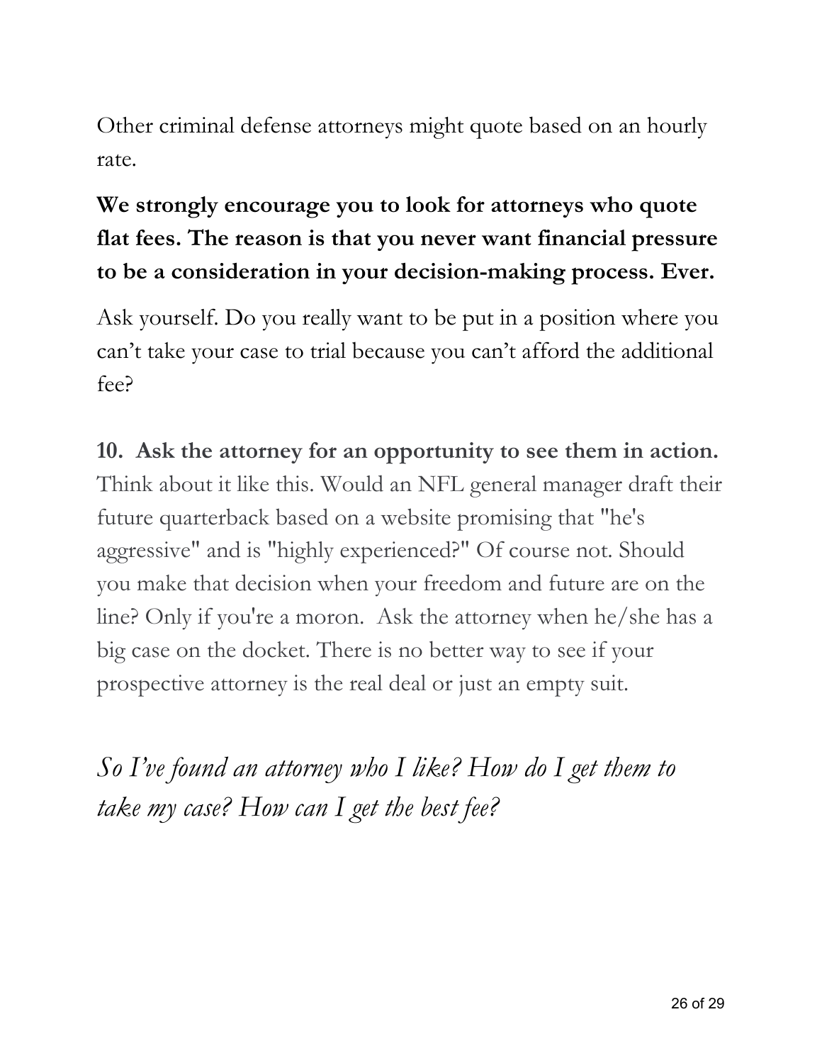Other criminal defense attorneys might quote based on an hourly rate.

**We strongly encourage you to look for attorneys who quote flat fees. The reason is that you never want financial pressure to be a consideration in your decision-making process. Ever.**

Ask yourself. Do you really want to be put in a position where you can't take your case to trial because you can't afford the additional fee?

**10. Ask the attorney for an opportunity to see them in action.** Think about it like this. Would an NFL general manager draft their future quarterback based on a website promising that "he's aggressive" and is "highly experienced?" Of course not. Should you make that decision when your freedom and future are on the line? Only if you're a moron. Ask the attorney when he/she has a big case on the docket. There is no better way to see if your prospective attorney is the real deal or just an empty suit.

*So I've found an attorney who I like? How do I get them to take my case? How can I get the best fee?*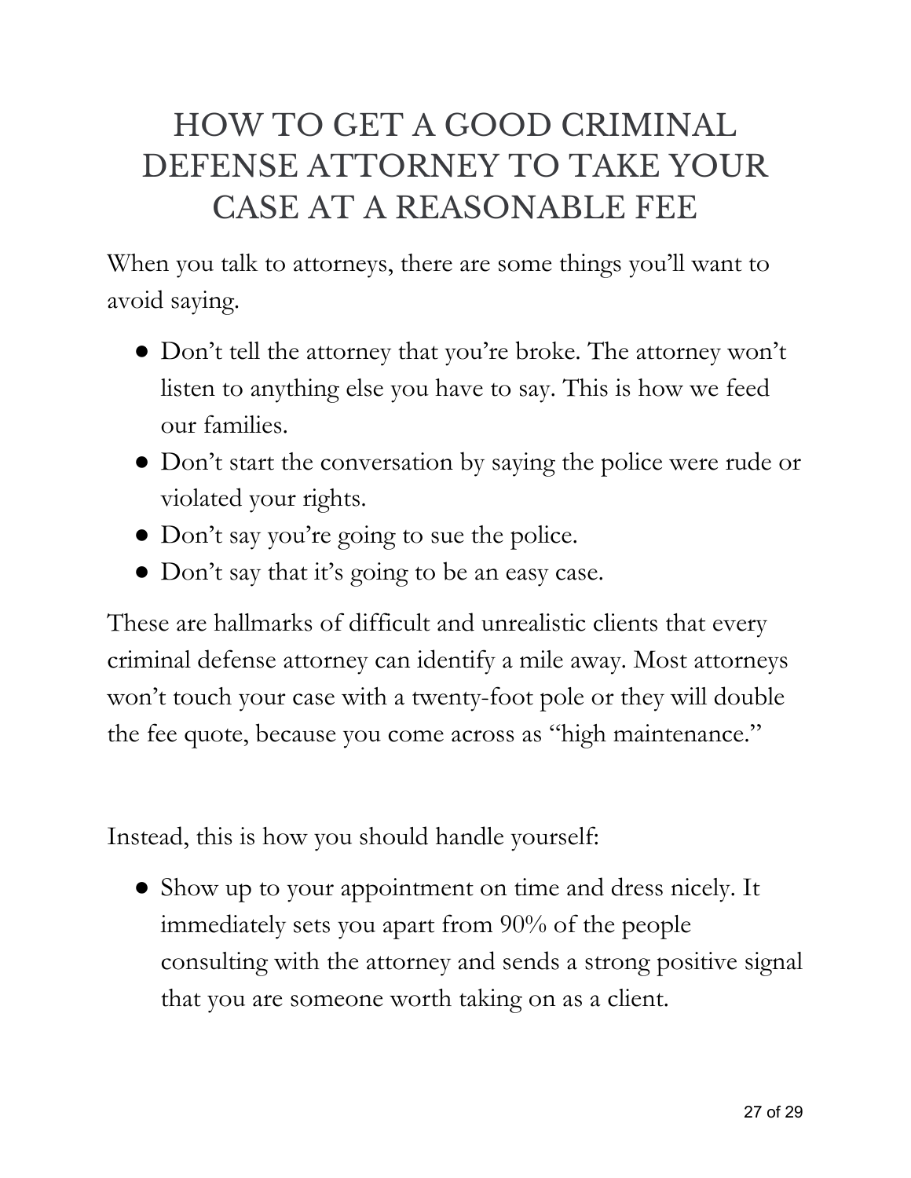# HOW TO GET A GOOD CRIMINAL DEFENSE ATTORNEY TO TAKE YOUR CASE AT A REASONABLE FEE

When you talk to attorneys, there are some things you'll want to avoid saying.

- Don't tell the attorney that you're broke. The attorney won't listen to anything else you have to say. This is how we feed our families.
- Don't start the conversation by saying the police were rude or violated your rights.
- Don't say you're going to sue the police.
- Don't say that it's going to be an easy case.

These are hallmarks of difficult and unrealistic clients that every criminal defense attorney can identify a mile away. Most attorneys won't touch your case with a twenty-foot pole or they will double the fee quote, because you come across as "high maintenance."

Instead, this is how you should handle yourself:

- Show up to your appointment on time and dress nicely. It immediately sets you apart from 90% of the people consulting with the attorney and sends a strong positive signal that you are someone worth taking on as a client.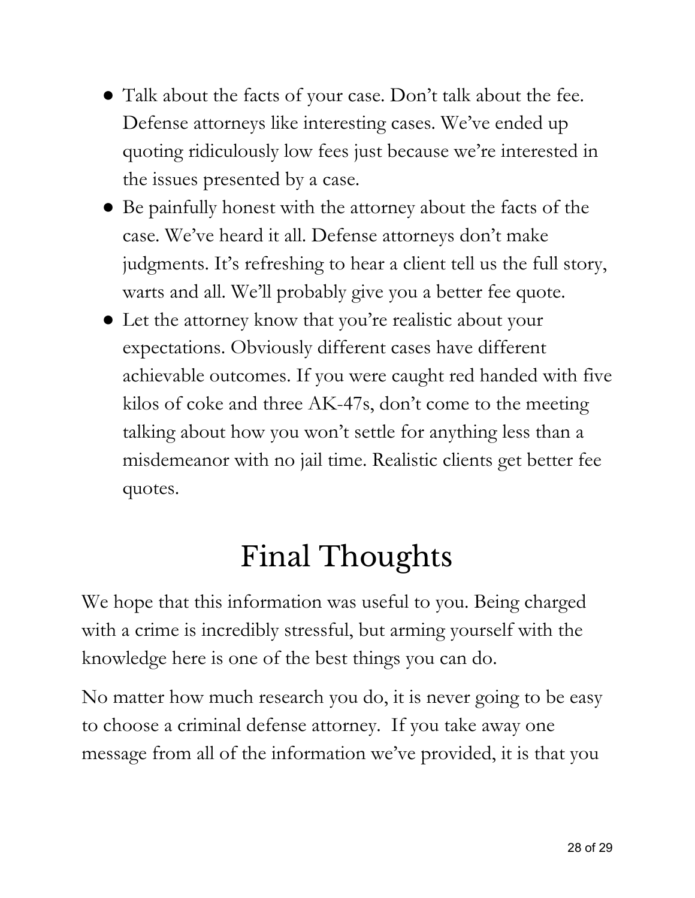- Talk about the facts of your case. Don't talk about the fee. Defense attorneys like interesting cases. We've ended up quoting ridiculously low fees just because we're interested in the issues presented by a case.
- Be painfully honest with the attorney about the facts of the case. We've heard it all. Defense attorneys don't make judgments. It's refreshing to hear a client tell us the full story, warts and all. We'll probably give you a better fee quote.
- Let the attorney know that you're realistic about your expectations. Obviously different cases have different achievable outcomes. If you were caught red handed with five kilos of coke and three AK-47s, don't come to the meeting talking about how you won't settle for anything less than a misdemeanor with no jail time. Realistic clients get better fee quotes.

# Final Thoughts

We hope that this information was useful to you. Being charged with a crime is incredibly stressful, but arming yourself with the knowledge here is one of the best things you can do.

No matter how much research you do, it is never going to be easy to choose a criminal defense attorney. If you take away one message from all of the information we've provided, it is that you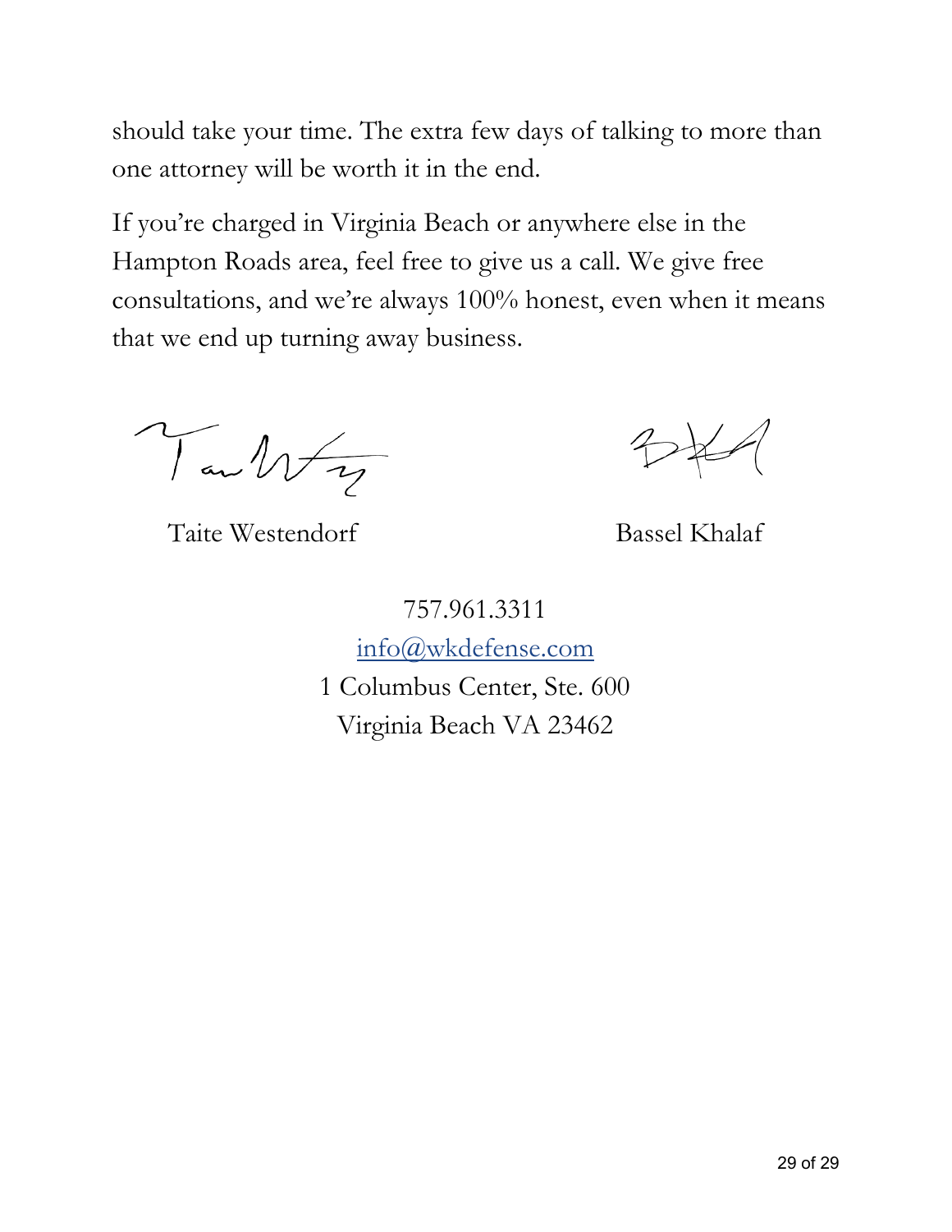should take your time. The extra few days of talking to more than one attorney will be worth it in the end.

If you're charged in Virginia Beach or anywhere else in the Hampton Roads area, feel free to give us a call. We give free consultations, and we're always 100% honest, even when it means that we end up turning away business.

Taite Westendorf

Bassel Khalaf

757.961.3311

info@wkdefense.com

1 Columbus Center, Ste. 600

Virginia Beach VA 23462